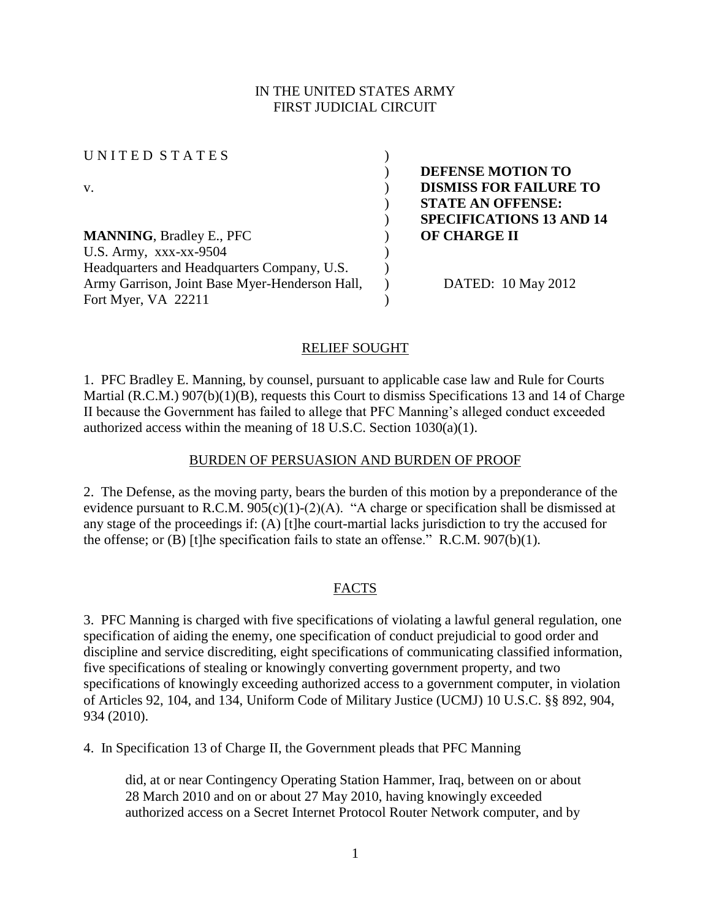IN THE UNITED STATES ARMY
FIRST JUDICIAL CIRCUIT

| | |
|---|---|
| UNITED STATES<br><br>v.<br><br>**MANNING**, Bradley E., PFC<br>U.S. Army, xxx-xx-9504<br>Headquarters and Headquarters Company, U.S. Army Garrison, Joint Base Myer-Henderson Hall, Fort Myer, VA 22211 | **DEFENSE MOTION TO DISMISS FOR FAILURE TO STATE AN OFFENSE: SPECIFICATIONS 13 AND 14 OF CHARGE II**<br><br>DATED: 10 May 2012 |

## RELIEF SOUGHT

1. PFC Bradley E. Manning, by counsel, pursuant to applicable case law and Rule for Courts Martial (R.C.M.) 907(b)(1)(B), requests this Court to dismiss Specifications 13 and 14 of Charge II because the Government has failed to allege that PFC Manning's alleged conduct exceeded authorized access within the meaning of 18 U.S.C. Section 1030(a)(1).

## BURDEN OF PERSUASION AND BURDEN OF PROOF

2. The Defense, as the moving party, bears the burden of this motion by a preponderance of the evidence pursuant to R.C.M. 905(c)(1)-(2)(A). "A charge or specification shall be dismissed at any stage of the proceedings if: (A) [t]he court-martial lacks jurisdiction to try the accused for the offense; or (B) [t]he specification fails to state an offense." R.C.M. 907(b)(1).

## FACTS

3. PFC Manning is charged with five specifications of violating a lawful general regulation, one specification of aiding the enemy, one specification of conduct prejudicial to good order and discipline and service discrediting, eight specifications of communicating classified information, five specifications of stealing or knowingly converting government property, and two specifications of knowingly exceeding authorized access to a government computer, in violation of Articles 92, 104, and 134, Uniform Code of Military Justice (UCMJ) 10 U.S.C. §§ 892, 904, 934 (2010).

4. In Specification 13 of Charge II, the Government pleads that PFC Manning

> did, at or near Contingency Operating Station Hammer, Iraq, between on or about 28 March 2010 and on or about 27 May 2010, having knowingly exceeded authorized access on a Secret Internet Protocol Router Network computer, and by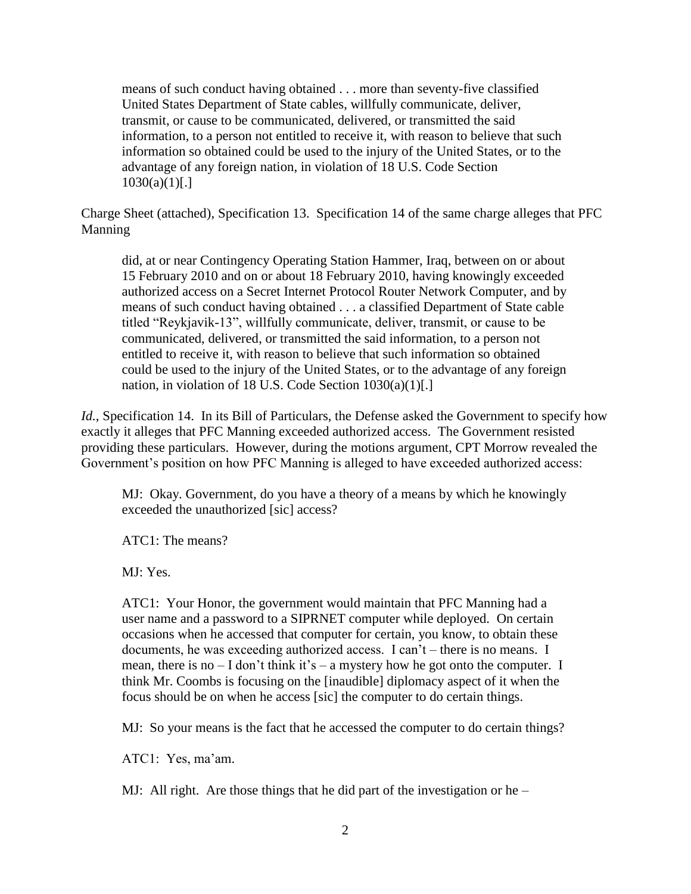> means of such conduct having obtained . . . more than seventy-five classified United States Department of State cables, willfully communicate, deliver, transmit, or cause to be communicated, delivered, or transmitted the said information, to a person not entitled to receive it, with reason to believe that such information so obtained could be used to the injury of the United States, or to the advantage of any foreign nation, in violation of 18 U.S. Code Section 1030(a)(1)[.]

Charge Sheet (attached), Specification 13. Specification 14 of the same charge alleges that PFC Manning

> did, at or near Contingency Operating Station Hammer, Iraq, between on or about 15 February 2010 and on or about 18 February 2010, having knowingly exceeded authorized access on a Secret Internet Protocol Router Network Computer, and by means of such conduct having obtained . . . a classified Department of State cable titled "Reykjavik-13", willfully communicate, deliver, transmit, or cause to be communicated, delivered, or transmitted the said information, to a person not entitled to receive it, with reason to believe that such information so obtained could be used to the injury of the United States, or to the advantage of any foreign nation, in violation of 18 U.S. Code Section 1030(a)(1)[.]

*Id.*, Specification 14. In its Bill of Particulars, the Defense asked the Government to specify how exactly it alleges that PFC Manning exceeded authorized access. The Government resisted providing these particulars. However, during the motions argument, CPT Morrow revealed the Government's position on how PFC Manning is alleged to have exceeded authorized access:

> MJ: Okay. Government, do you have a theory of a means by which he knowingly exceeded the unauthorized [sic] access?
>
> ATC1: The means?
>
> MJ: Yes.
>
> ATC1: Your Honor, the government would maintain that PFC Manning had a user name and a password to a SIPRNET computer while deployed. On certain occasions when he accessed that computer for certain, you know, to obtain these documents, he was exceeding authorized access. I can't – there is no means. I mean, there is no – I don't think it's – a mystery how he got onto the computer. I think Mr. Coombs is focusing on the [inaudible] diplomacy aspect of it when the focus should be on when he access [sic] the computer to do certain things.
>
> MJ: So your means is the fact that he accessed the computer to do certain things?
>
> ATC1: Yes, ma'am.
>
> MJ: All right. Are those things that he did part of the investigation or he –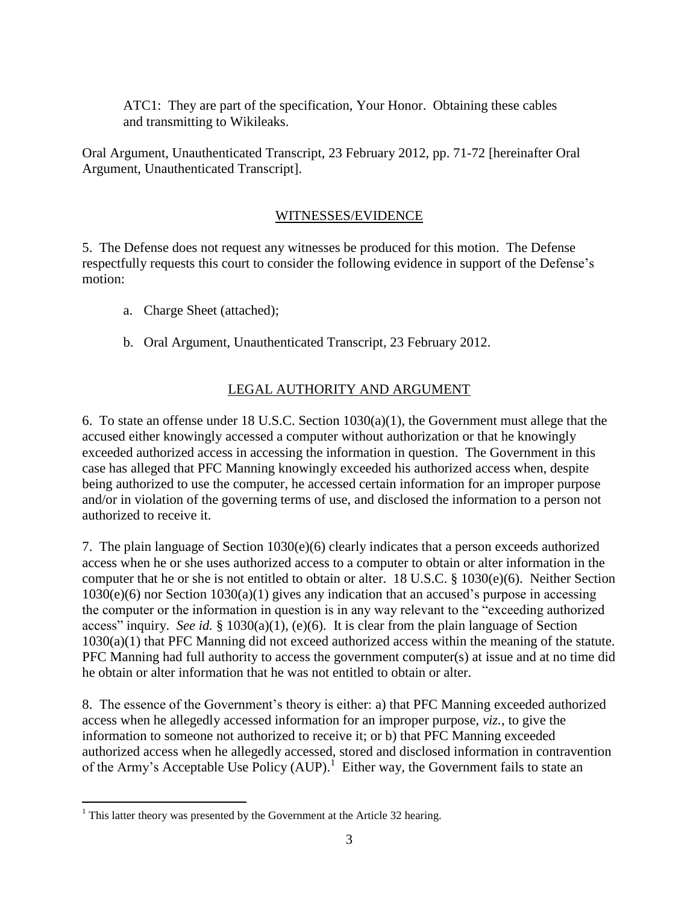ATC1: They are part of the specification, Your Honor. Obtaining these cables and transmitting to Wikileaks.

Oral Argument, Unauthenticated Transcript, 23 February 2012, pp. 71-72 [hereinafter Oral Argument, Unauthenticated Transcript].

## WITNESSES/EVIDENCE

5. The Defense does not request any witnesses be produced for this motion. The Defense respectfully requests this court to consider the following evidence in support of the Defense's motion:

a. Charge Sheet (attached);

b. Oral Argument, Unauthenticated Transcript, 23 February 2012.

## LEGAL AUTHORITY AND ARGUMENT

6. To state an offense under 18 U.S.C. Section 1030(a)(1), the Government must allege that the accused either knowingly accessed a computer without authorization or that he knowingly exceeded authorized access in accessing the information in question. The Government in this case has alleged that PFC Manning knowingly exceeded his authorized access when, despite being authorized to use the computer, he accessed certain information for an improper purpose and/or in violation of the governing terms of use, and disclosed the information to a person not authorized to receive it.

7. The plain language of Section 1030(e)(6) clearly indicates that a person exceeds authorized access when he or she uses authorized access to a computer to obtain or alter information in the computer that he or she is not entitled to obtain or alter. 18 U.S.C. § 1030(e)(6). Neither Section 1030(e)(6) nor Section 1030(a)(1) gives any indication that an accused's purpose in accessing the computer or the information in question is in any way relevant to the "exceeding authorized access" inquiry. *See id.* § 1030(a)(1), (e)(6). It is clear from the plain language of Section 1030(a)(1) that PFC Manning did not exceed authorized access within the meaning of the statute. PFC Manning had full authority to access the government computer(s) at issue and at no time did he obtain or alter information that he was not entitled to obtain or alter.

8. The essence of the Government's theory is either: a) that PFC Manning exceeded authorized access when he allegedly accessed information for an improper purpose, *viz.*, to give the information to someone not authorized to receive it; or b) that PFC Manning exceeded authorized access when he allegedly accessed, stored and disclosed information in contravention of the Army's Acceptable Use Policy (AUP).[1] Either way, the Government fails to state an

[1] This latter theory was presented by the Government at the Article 32 hearing.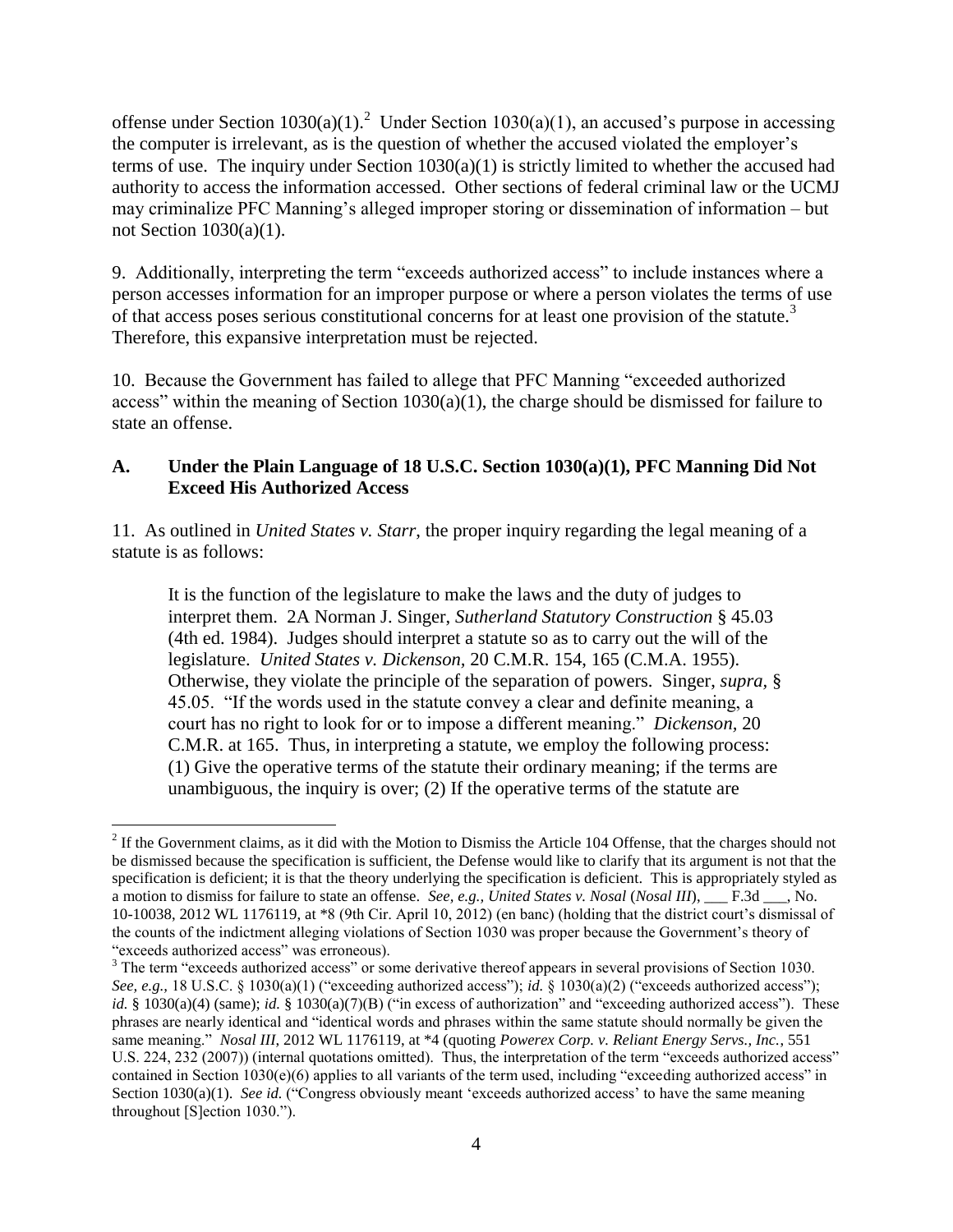offense under Section 1030(a)(1).[2] Under Section 1030(a)(1), an accused's purpose in accessing the computer is irrelevant, as is the question of whether the accused violated the employer's terms of use. The inquiry under Section 1030(a)(1) is strictly limited to whether the accused had authority to access the information accessed. Other sections of federal criminal law or the UCMJ may criminalize PFC Manning's alleged improper storing or dissemination of information – but not Section 1030(a)(1).

9. Additionally, interpreting the term "exceeds authorized access" to include instances where a person accesses information for an improper purpose or where a person violates the terms of use of that access poses serious constitutional concerns for at least one provision of the statute.[3] Therefore, this expansive interpretation must be rejected.

10. Because the Government has failed to allege that PFC Manning "exceeded authorized access" within the meaning of Section 1030(a)(1), the charge should be dismissed for failure to state an offense.

### A. Under the Plain Language of 18 U.S.C. Section 1030(a)(1), PFC Manning Did Not Exceed His Authorized Access

11. As outlined in *United States v. Starr*, the proper inquiry regarding the legal meaning of a statute is as follows:

> It is the function of the legislature to make the laws and the duty of judges to interpret them. 2A Norman J. Singer, *Sutherland Statutory Construction* § 45.03 (4th ed. 1984). Judges should interpret a statute so as to carry out the will of the legislature. *United States v. Dickenson*, 20 C.M.R. 154, 165 (C.M.A. 1955). Otherwise, they violate the principle of the separation of powers. Singer, *supra*, § 45.05. "If the words used in the statute convey a clear and definite meaning, a court has no right to look for or to impose a different meaning." *Dickenson*, 20 C.M.R. at 165. Thus, in interpreting a statute, we employ the following process: (1) Give the operative terms of the statute their ordinary meaning; if the terms are unambiguous, the inquiry is over; (2) If the operative terms of the statute are

---

[2] If the Government claims, as it did with the Motion to Dismiss the Article 104 Offense, that the charges should not be dismissed because the specification is sufficient, the Defense would like to clarify that its argument is not that the specification is deficient; it is that the theory underlying the specification is deficient. This is appropriately styled as a motion to dismiss for failure to state an offense. *See, e.g., United States v. Nosal* (*Nosal III*), ___ F.3d ___, No. 10-10038, 2012 WL 1176119, at *8 (9th Cir. April 10, 2012) (en banc) (holding that the district court's dismissal of the counts of the indictment alleging violations of Section 1030 was proper because the Government's theory of "exceeds authorized access" was erroneous).

[3] The term "exceeds authorized access" or some derivative thereof appears in several provisions of Section 1030. *See, e.g.,* 18 U.S.C. § 1030(a)(1) ("exceeding authorized access"); *id.* § 1030(a)(2) ("exceeds authorized access"); *id.* § 1030(a)(4) (same); *id.* § 1030(a)(7)(B) ("in excess of authorization" and "exceeding authorized access"). These phrases are nearly identical and "identical words and phrases within the same statute should normally be given the same meaning." *Nosal III*, 2012 WL 1176119, at *4 (quoting *Powerex Corp. v. Reliant Energy Servs., Inc.*, 551 U.S. 224, 232 (2007)) (internal quotations omitted). Thus, the interpretation of the term "exceeds authorized access" contained in Section 1030(e)(6) applies to all variants of the term used, including "exceeding authorized access" in Section 1030(a)(1). *See id.* ("Congress obviously meant 'exceeds authorized access' to have the same meaning throughout [S]ection 1030.").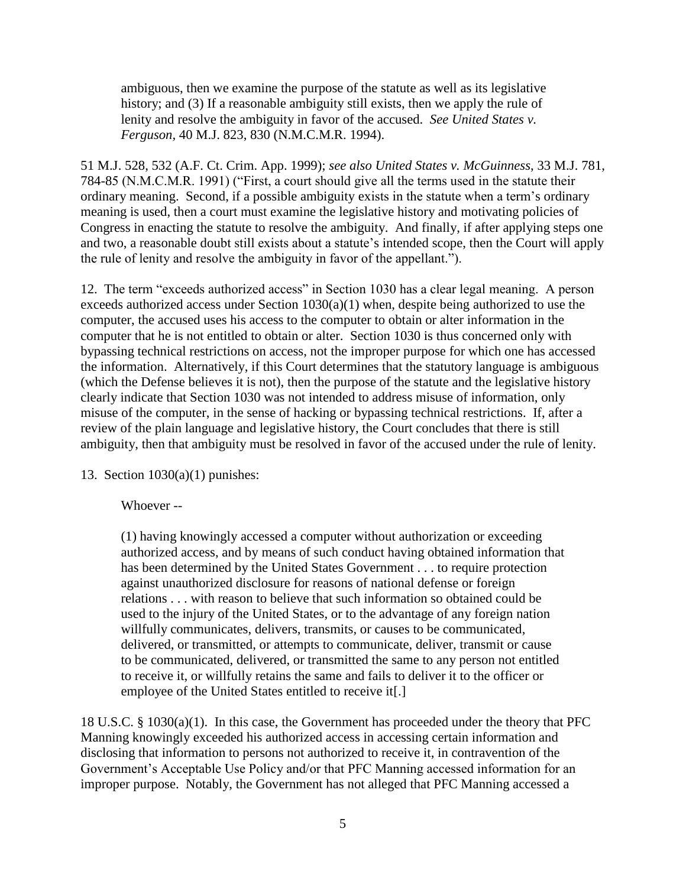> ambiguous, then we examine the purpose of the statute as well as its legislative history; and (3) If a reasonable ambiguity still exists, then we apply the rule of lenity and resolve the ambiguity in favor of the accused. *See United States v. Ferguson*, 40 M.J. 823, 830 (N.M.C.M.R. 1994).

51 M.J. 528, 532 (A.F. Ct. Crim. App. 1999); *see also United States v. McGuinness*, 33 M.J. 781, 784-85 (N.M.C.M.R. 1991) ("First, a court should give all the terms used in the statute their ordinary meaning. Second, if a possible ambiguity exists in the statute when a term's ordinary meaning is used, then a court must examine the legislative history and motivating policies of Congress in enacting the statute to resolve the ambiguity. And finally, if after applying steps one and two, a reasonable doubt still exists about a statute's intended scope, then the Court will apply the rule of lenity and resolve the ambiguity in favor of the appellant.").

12. The term "exceeds authorized access" in Section 1030 has a clear legal meaning. A person exceeds authorized access under Section 1030(a)(1) when, despite being authorized to use the computer, the accused uses his access to the computer to obtain or alter information in the computer that he is not entitled to obtain or alter. Section 1030 is thus concerned only with bypassing technical restrictions on access, not the improper purpose for which one has accessed the information. Alternatively, if this Court determines that the statutory language is ambiguous (which the Defense believes it is not), then the purpose of the statute and the legislative history clearly indicate that Section 1030 was not intended to address misuse of information, only misuse of the computer, in the sense of hacking or bypassing technical restrictions. If, after a review of the plain language and legislative history, the Court concludes that there is still ambiguity, then that ambiguity must be resolved in favor of the accused under the rule of lenity.

13. Section 1030(a)(1) punishes:

> Whoever --
>
> (1) having knowingly accessed a computer without authorization or exceeding authorized access, and by means of such conduct having obtained information that has been determined by the United States Government . . . to require protection against unauthorized disclosure for reasons of national defense or foreign relations . . . with reason to believe that such information so obtained could be used to the injury of the United States, or to the advantage of any foreign nation willfully communicates, delivers, transmits, or causes to be communicated, delivered, or transmitted, or attempts to communicate, deliver, transmit or cause to be communicated, delivered, or transmitted the same to any person not entitled to receive it, or willfully retains the same and fails to deliver it to the officer or employee of the United States entitled to receive it[.]

18 U.S.C. § 1030(a)(1). In this case, the Government has proceeded under the theory that PFC Manning knowingly exceeded his authorized access in accessing certain information and disclosing that information to persons not authorized to receive it, in contravention of the Government's Acceptable Use Policy and/or that PFC Manning accessed information for an improper purpose. Notably, the Government has not alleged that PFC Manning accessed a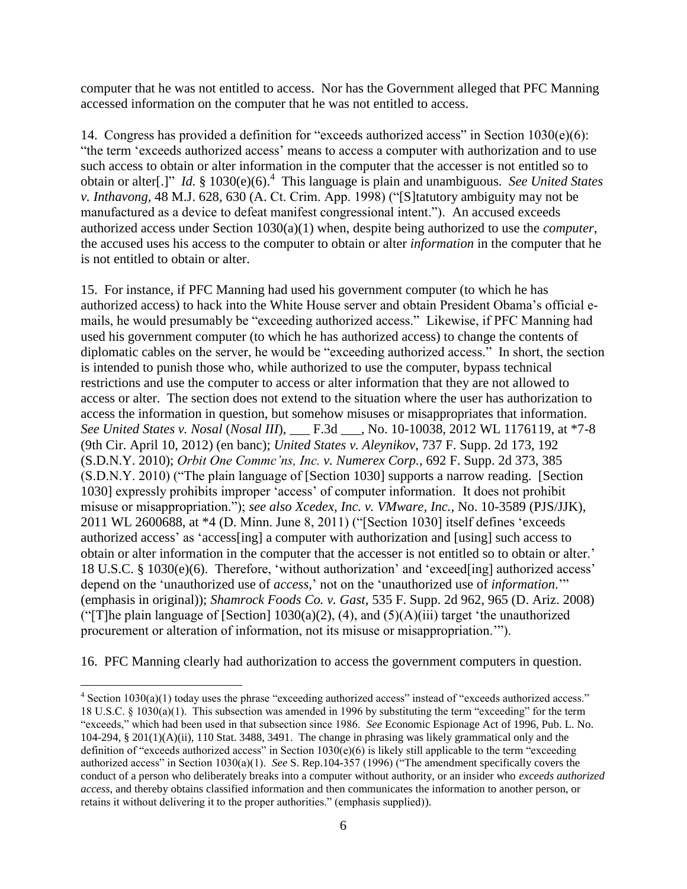computer that he was not entitled to access. Nor has the Government alleged that PFC Manning accessed information on the computer that he was not entitled to access.

14. Congress has provided a definition for "exceeds authorized access" in Section 1030(e)(6): "the term 'exceeds authorized access' means to access a computer with authorization and to use such access to obtain or alter information in the computer that the accesser is not entitled so to obtain or alter[.]" *Id.* § 1030(e)(6).[4] This language is plain and unambiguous. *See United States v. Inthavong*, 48 M.J. 628, 630 (A. Ct. Crim. App. 1998) ("[S]tatutory ambiguity may not be manufactured as a device to defeat manifest congressional intent."). An accused exceeds authorized access under Section 1030(a)(1) when, despite being authorized to use the *computer*, the accused uses his access to the computer to obtain or alter *information* in the computer that he is not entitled to obtain or alter.

15. For instance, if PFC Manning had used his government computer (to which he has authorized access) to hack into the White House server and obtain President Obama's official e-mails, he would presumably be "exceeding authorized access." Likewise, if PFC Manning had used his government computer (to which he has authorized access) to change the contents of diplomatic cables on the server, he would be "exceeding authorized access." In short, the section is intended to punish those who, while authorized to use the computer, bypass technical restrictions and use the computer to access or alter information that they are not allowed to access or alter. The section does not extend to the situation where the user has authorization to access the information in question, but somehow misuses or misappropriates that information. *See United States v. Nosal* (*Nosal III*), ___ F.3d ___, No. 10-10038, 2012 WL 1176119, at *7-8 (9th Cir. April 10, 2012) (en banc); *United States v. Aleynikov*, 737 F. Supp. 2d 173, 192 (S.D.N.Y. 2010); *Orbit One Commc'ns, Inc. v. Numerex Corp.*, 692 F. Supp. 2d 373, 385 (S.D.N.Y. 2010) ("The plain language of [Section 1030] supports a narrow reading. [Section 1030] expressly prohibits improper 'access' of computer information. It does not prohibit misuse or misappropriation."); *see also Xcedex, Inc. v. VMware, Inc.*, No. 10-3589 (PJS/JJK), 2011 WL 2600688, at *4 (D. Minn. June 8, 2011) ("[Section 1030] itself defines 'exceeds authorized access' as 'access[ing] a computer with authorization and [using] such access to obtain or alter information in the computer that the accesser is not entitled so to obtain or alter.' 18 U.S.C. § 1030(e)(6). Therefore, 'without authorization' and 'exceed[ing] authorized access' depend on the 'unauthorized use of *access*,' not on the 'unauthorized use of *information*.'" (emphasis in original)); *Shamrock Foods Co. v. Gast*, 535 F. Supp. 2d 962, 965 (D. Ariz. 2008) ("[T]he plain language of [Section] 1030(a)(2), (4), and (5)(A)(iii) target 'the unauthorized procurement or alteration of information, not its misuse or misappropriation.'").

16. PFC Manning clearly had authorization to access the government computers in question.

[4] Section 1030(a)(1) today uses the phrase "exceeding authorized access" instead of "exceeds authorized access." 18 U.S.C. § 1030(a)(1). This subsection was amended in 1996 by substituting the term "exceeding" for the term "exceeds," which had been used in that subsection since 1986. *See* Economic Espionage Act of 1996, Pub. L. No. 104-294, § 201(1)(A)(ii), 110 Stat. 3488, 3491. The change in phrasing was likely grammatical only and the definition of "exceeds authorized access" in Section 1030(e)(6) is likely still applicable to the term "exceeding authorized access" in Section 1030(a)(1). *See* S. Rep.104-357 (1996) ("The amendment specifically covers the conduct of a person who deliberately breaks into a computer without authority, or an insider who *exceeds authorized access*, and thereby obtains classified information and then communicates the information to another person, or retains it without delivering it to the proper authorities." (emphasis supplied)).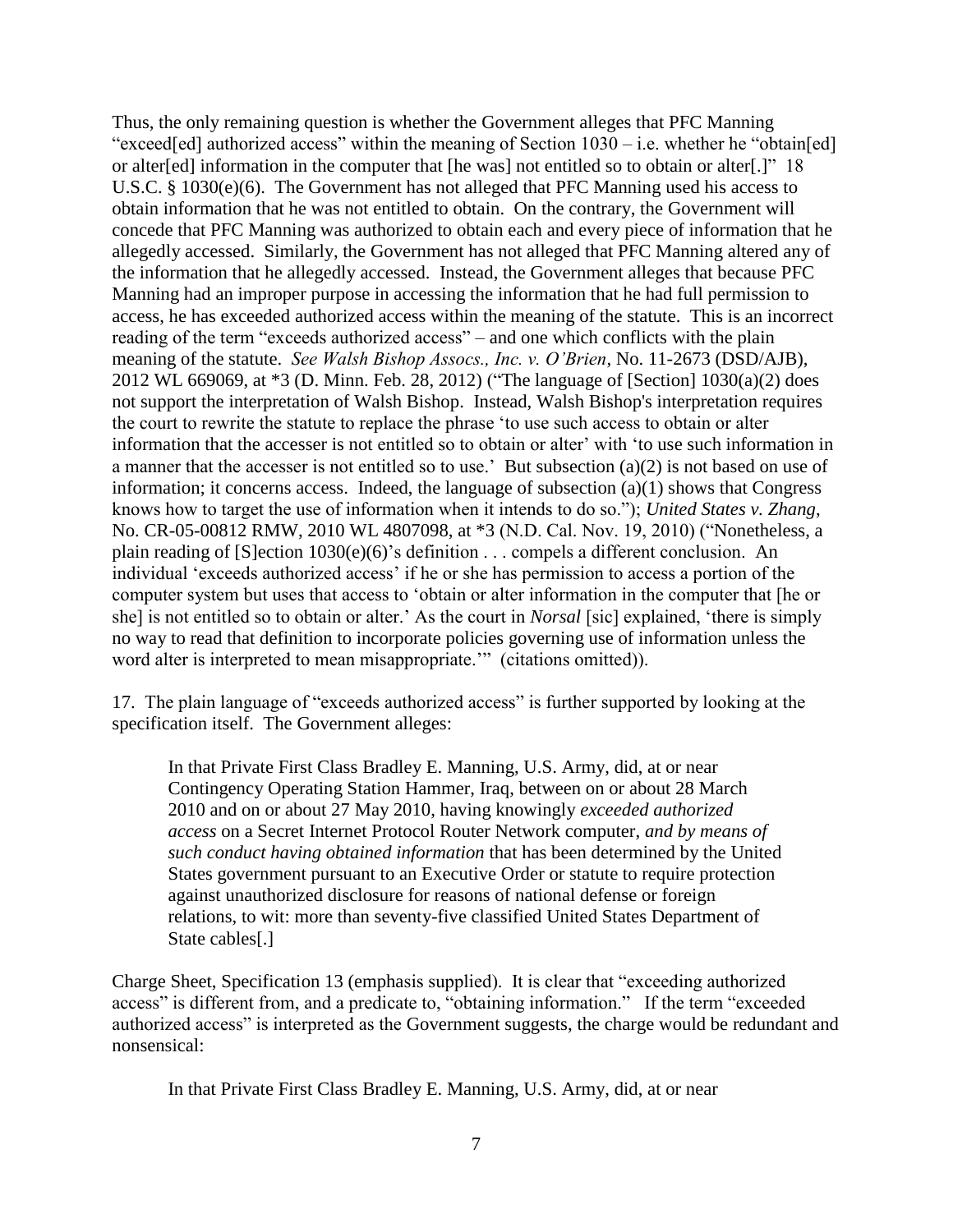Thus, the only remaining question is whether the Government alleges that PFC Manning "exceed[ed] authorized access" within the meaning of Section 1030 – i.e. whether he "obtain[ed] or alter[ed] information in the computer that [he was] not entitled so to obtain or alter[.]" 18 U.S.C. § 1030(e)(6). The Government has not alleged that PFC Manning used his access to obtain information that he was not entitled to obtain. On the contrary, the Government will concede that PFC Manning was authorized to obtain each and every piece of information that he allegedly accessed. Similarly, the Government has not alleged that PFC Manning altered any of the information that he allegedly accessed. Instead, the Government alleges that because PFC Manning had an improper purpose in accessing the information that he had full permission to access, he has exceeded authorized access within the meaning of the statute. This is an incorrect reading of the term "exceeds authorized access" – and one which conflicts with the plain meaning of the statute. *See Walsh Bishop Assocs., Inc. v. O'Brien*, No. 11-2673 (DSD/AJB), 2012 WL 669069, at *3 (D. Minn. Feb. 28, 2012) ("The language of [Section] 1030(a)(2) does not support the interpretation of Walsh Bishop. Instead, Walsh Bishop's interpretation requires the court to rewrite the statute to replace the phrase 'to use such access to obtain or alter information that the accesser is not entitled so to obtain or alter' with 'to use such information in a manner that the accesser is not entitled so to use.' But subsection (a)(2) is not based on use of information; it concerns access. Indeed, the language of subsection (a)(1) shows that Congress knows how to target the use of information when it intends to do so."); *United States v. Zhang*, No. CR-05-00812 RMW, 2010 WL 4807098, at *3 (N.D. Cal. Nov. 19, 2010) ("Nonetheless, a plain reading of [S]ection 1030(e)(6)'s definition . . . compels a different conclusion. An individual 'exceeds authorized access' if he or she has permission to access a portion of the computer system but uses that access to 'obtain or alter information in the computer that [he or she] is not entitled so to obtain or alter.' As the court in *Norsal* [sic] explained, 'there is simply no way to read that definition to incorporate policies governing use of information unless the word alter is interpreted to mean misappropriate.'" (citations omitted)).

17. The plain language of "exceeds authorized access" is further supported by looking at the specification itself. The Government alleges:

> In that Private First Class Bradley E. Manning, U.S. Army, did, at or near Contingency Operating Station Hammer, Iraq, between on or about 28 March 2010 and on or about 27 May 2010, having knowingly *exceeded authorized access* on a Secret Internet Protocol Router Network computer, *and by means of such conduct having obtained information* that has been determined by the United States government pursuant to an Executive Order or statute to require protection against unauthorized disclosure for reasons of national defense or foreign relations, to wit: more than seventy-five classified United States Department of State cables[.]

Charge Sheet, Specification 13 (emphasis supplied). It is clear that "exceeding authorized access" is different from, and a predicate to, "obtaining information." If the term "exceeded authorized access" is interpreted as the Government suggests, the charge would be redundant and nonsensical:

> In that Private First Class Bradley E. Manning, U.S. Army, did, at or near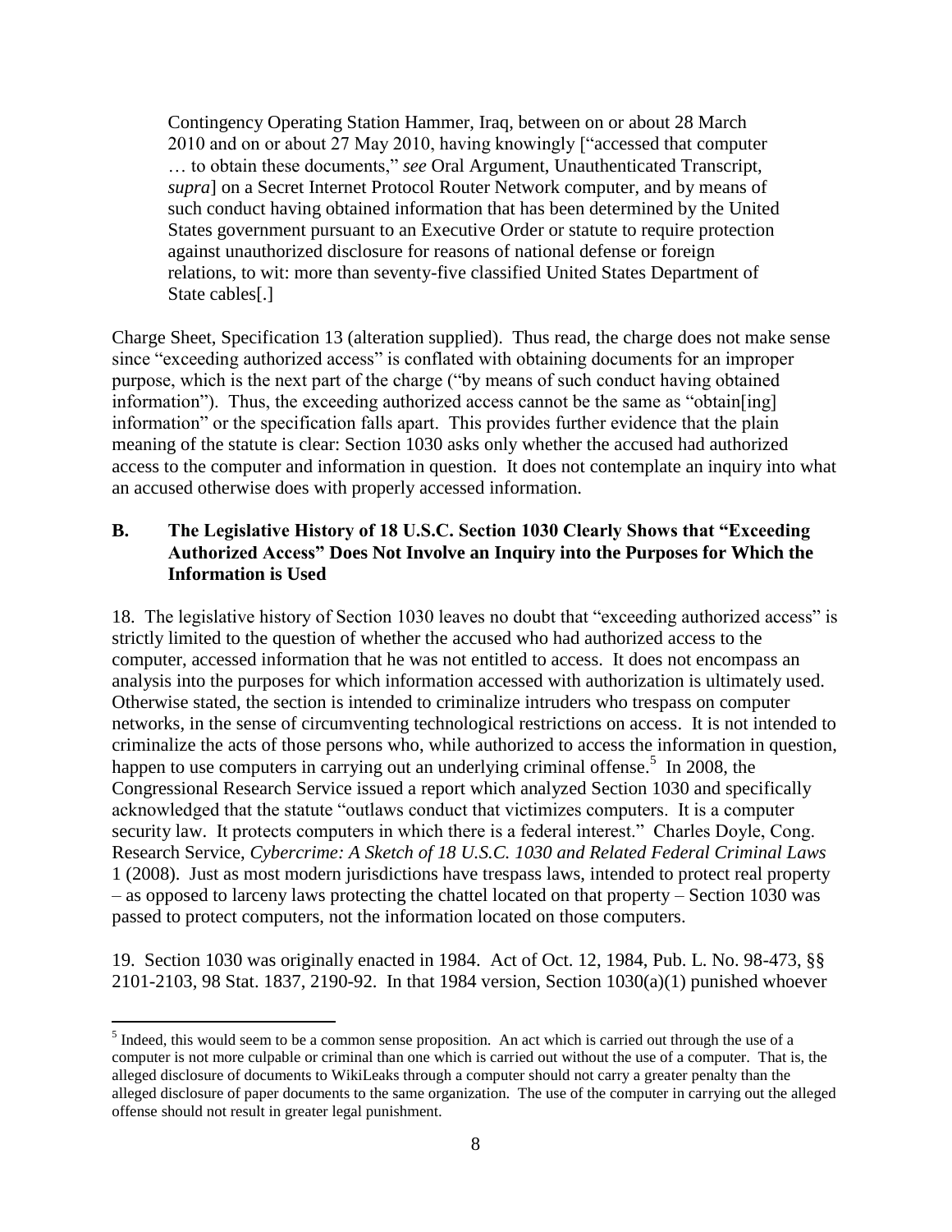> Contingency Operating Station Hammer, Iraq, between on or about 28 March 2010 and on or about 27 May 2010, having knowingly ["accessed that computer … to obtain these documents," *see* Oral Argument, Unauthenticated Transcript, *supra*] on a Secret Internet Protocol Router Network computer, and by means of such conduct having obtained information that has been determined by the United States government pursuant to an Executive Order or statute to require protection against unauthorized disclosure for reasons of national defense or foreign relations, to wit: more than seventy-five classified United States Department of State cables[.]

Charge Sheet, Specification 13 (alteration supplied). Thus read, the charge does not make sense since "exceeding authorized access" is conflated with obtaining documents for an improper purpose, which is the next part of the charge ("by means of such conduct having obtained information"). Thus, the exceeding authorized access cannot be the same as "obtain[ing] information" or the specification falls apart. This provides further evidence that the plain meaning of the statute is clear: Section 1030 asks only whether the accused had authorized access to the computer and information in question. It does not contemplate an inquiry into what an accused otherwise does with properly accessed information.

### B. The Legislative History of 18 U.S.C. Section 1030 Clearly Shows that "Exceeding Authorized Access" Does Not Involve an Inquiry into the Purposes for Which the Information is Used

18. The legislative history of Section 1030 leaves no doubt that "exceeding authorized access" is strictly limited to the question of whether the accused who had authorized access to the computer, accessed information that he was not entitled to access. It does not encompass an analysis into the purposes for which information accessed with authorization is ultimately used. Otherwise stated, the section is intended to criminalize intruders who trespass on computer networks, in the sense of circumventing technological restrictions on access. It is not intended to criminalize the acts of those persons who, while authorized to access the information in question, happen to use computers in carrying out an underlying criminal offense.[5] In 2008, the Congressional Research Service issued a report which analyzed Section 1030 and specifically acknowledged that the statute "outlaws conduct that victimizes computers. It is a computer security law. It protects computers in which there is a federal interest." Charles Doyle, Cong. Research Service, *Cybercrime: A Sketch of 18 U.S.C. 1030 and Related Federal Criminal Laws* 1 (2008). Just as most modern jurisdictions have trespass laws, intended to protect real property – as opposed to larceny laws protecting the chattel located on that property – Section 1030 was passed to protect computers, not the information located on those computers.

19. Section 1030 was originally enacted in 1984. Act of Oct. 12, 1984, Pub. L. No. 98-473, §§ 2101-2103, 98 Stat. 1837, 2190-92. In that 1984 version, Section 1030(a)(1) punished whoever

[5] Indeed, this would seem to be a common sense proposition. An act which is carried out through the use of a computer is not more culpable or criminal than one which is carried out without the use of a computer. That is, the alleged disclosure of documents to WikiLeaks through a computer should not carry a greater penalty than the alleged disclosure of paper documents to the same organization. The use of the computer in carrying out the alleged offense should not result in greater legal punishment.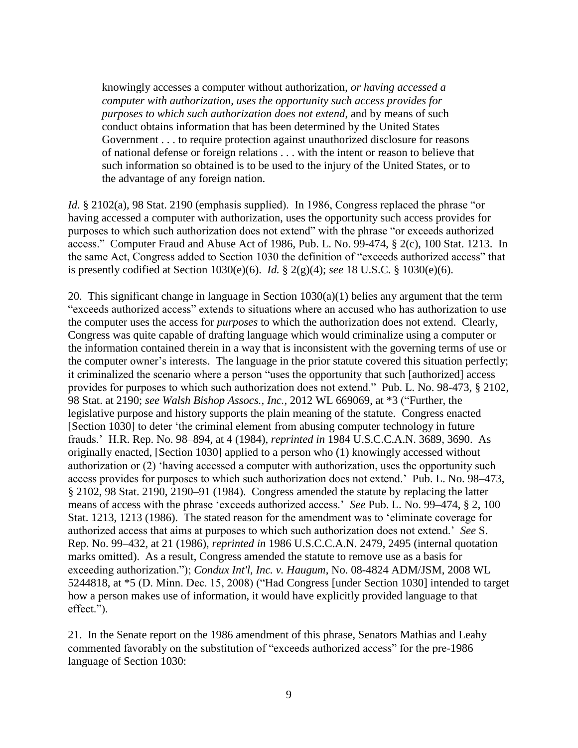> knowingly accesses a computer without authorization, *or having accessed a computer with authorization, uses the opportunity such access provides for purposes to which such authorization does not extend*, and by means of such conduct obtains information that has been determined by the United States Government . . . to require protection against unauthorized disclosure for reasons of national defense or foreign relations . . . with the intent or reason to believe that such information so obtained is to be used to the injury of the United States, or to the advantage of any foreign nation.

*Id.* § 2102(a), 98 Stat. 2190 (emphasis supplied). In 1986, Congress replaced the phrase "or having accessed a computer with authorization, uses the opportunity such access provides for purposes to which such authorization does not extend" with the phrase "or exceeds authorized access." Computer Fraud and Abuse Act of 1986, Pub. L. No. 99-474, § 2(c), 100 Stat. 1213. In the same Act, Congress added to Section 1030 the definition of "exceeds authorized access" that is presently codified at Section 1030(e)(6). *Id.* § 2(g)(4); *see* 18 U.S.C. § 1030(e)(6).

20. This significant change in language in Section 1030(a)(1) belies any argument that the term "exceeds authorized access" extends to situations where an accused who has authorization to use the computer uses the access for *purposes* to which the authorization does not extend. Clearly, Congress was quite capable of drafting language which would criminalize using a computer or the information contained therein in a way that is inconsistent with the governing terms of use or the computer owner's interests. The language in the prior statute covered this situation perfectly; it criminalized the scenario where a person "uses the opportunity that such [authorized] access provides for purposes to which such authorization does not extend." Pub. L. No. 98-473, § 2102, 98 Stat. at 2190; *see Walsh Bishop Assocs., Inc.*, 2012 WL 669069, at *3 ("Further, the legislative purpose and history supports the plain meaning of the statute. Congress enacted [Section 1030] to deter 'the criminal element from abusing computer technology in future frauds.' H.R. Rep. No. 98–894, at 4 (1984), *reprinted in* 1984 U.S.C.C.A.N. 3689, 3690. As originally enacted, [Section 1030] applied to a person who (1) knowingly accessed without authorization or (2) 'having accessed a computer with authorization, uses the opportunity such access provides for purposes to which such authorization does not extend.' Pub. L. No. 98–473, § 2102, 98 Stat. 2190, 2190–91 (1984). Congress amended the statute by replacing the latter means of access with the phrase 'exceeds authorized access.' *See* Pub. L. No. 99–474, § 2, 100 Stat. 1213, 1213 (1986). The stated reason for the amendment was to 'eliminate coverage for authorized access that aims at purposes to which such authorization does not extend.' *See* S. Rep. No. 99–432, at 21 (1986), *reprinted in* 1986 U.S.C.C.A.N. 2479, 2495 (internal quotation marks omitted). As a result, Congress amended the statute to remove use as a basis for exceeding authorization."); *Condux Int'l, Inc. v. Haugum*, No. 08-4824 ADM/JSM, 2008 WL 5244818, at *5 (D. Minn. Dec. 15, 2008) ("Had Congress [under Section 1030] intended to target how a person makes use of information, it would have explicitly provided language to that effect.").

21. In the Senate report on the 1986 amendment of this phrase, Senators Mathias and Leahy commented favorably on the substitution of "exceeds authorized access" for the pre-1986 language of Section 1030: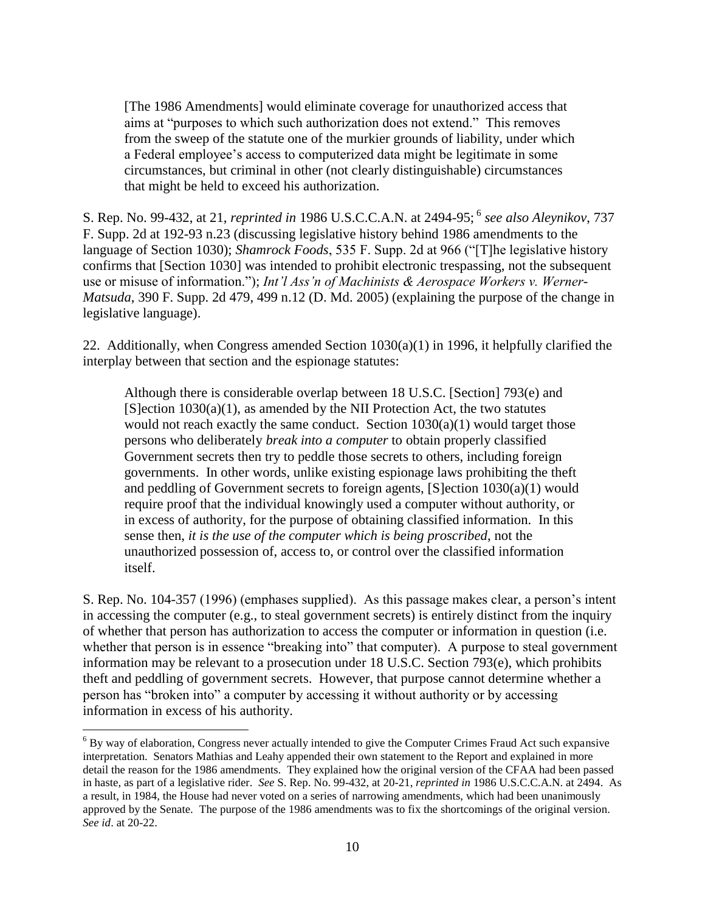> [The 1986 Amendments] would eliminate coverage for unauthorized access that aims at "purposes to which such authorization does not extend." This removes from the sweep of the statute one of the murkier grounds of liability, under which a Federal employee's access to computerized data might be legitimate in some circumstances, but criminal in other (not clearly distinguishable) circumstances that might be held to exceed his authorization.

S. Rep. No. 99-432, at 21, *reprinted in* 1986 U.S.C.C.A.N. at 2494-95;[6] *see also Aleynikov*, 737 F. Supp. 2d at 192-93 n.23 (discussing legislative history behind 1986 amendments to the language of Section 1030); *Shamrock Foods*, 535 F. Supp. 2d at 966 ("[T]he legislative history confirms that [Section 1030] was intended to prohibit electronic trespassing, not the subsequent use or misuse of information."); *Int'l Ass'n of Machinists & Aerospace Workers v. Werner-Matsuda*, 390 F. Supp. 2d 479, 499 n.12 (D. Md. 2005) (explaining the purpose of the change in legislative language).

22. Additionally, when Congress amended Section 1030(a)(1) in 1996, it helpfully clarified the interplay between that section and the espionage statutes:

> Although there is considerable overlap between 18 U.S.C. [Section] 793(e) and [S]ection 1030(a)(1), as amended by the NII Protection Act, the two statutes would not reach exactly the same conduct. Section 1030(a)(1) would target those persons who deliberately *break into a computer* to obtain properly classified Government secrets then try to peddle those secrets to others, including foreign governments. In other words, unlike existing espionage laws prohibiting the theft and peddling of Government secrets to foreign agents, [S]ection 1030(a)(1) would require proof that the individual knowingly used a computer without authority, or in excess of authority, for the purpose of obtaining classified information. In this sense then, *it is the use of the computer which is being proscribed*, not the unauthorized possession of, access to, or control over the classified information itself.

S. Rep. No. 104-357 (1996) (emphases supplied). As this passage makes clear, a person's intent in accessing the computer (e.g., to steal government secrets) is entirely distinct from the inquiry of whether that person has authorization to access the computer or information in question (i.e. whether that person is in essence "breaking into" that computer). A purpose to steal government information may be relevant to a prosecution under 18 U.S.C. Section 793(e), which prohibits theft and peddling of government secrets. However, that purpose cannot determine whether a person has "broken into" a computer by accessing it without authority or by accessing information in excess of his authority.

---

[6] By way of elaboration, Congress never actually intended to give the Computer Crimes Fraud Act such expansive interpretation. Senators Mathias and Leahy appended their own statement to the Report and explained in more detail the reason for the 1986 amendments. They explained how the original version of the CFAA had been passed in haste, as part of a legislative rider. *See* S. Rep. No. 99-432, at 20-21, *reprinted in* 1986 U.S.C.C.A.N. at 2494. As a result, in 1984, the House had never voted on a series of narrowing amendments, which had been unanimously approved by the Senate. The purpose of the 1986 amendments was to fix the shortcomings of the original version. *See id*. at 20-22.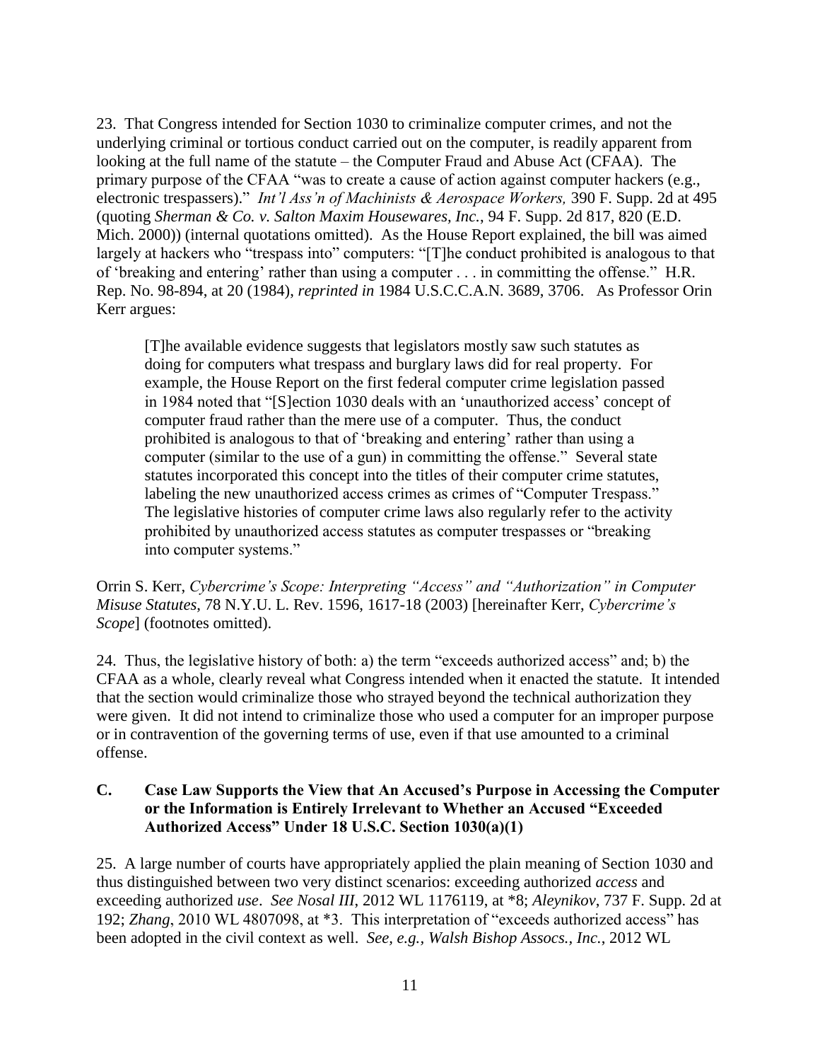23. That Congress intended for Section 1030 to criminalize computer crimes, and not the underlying criminal or tortious conduct carried out on the computer, is readily apparent from looking at the full name of the statute – the Computer Fraud and Abuse Act (CFAA). The primary purpose of the CFAA "was to create a cause of action against computer hackers (e.g., electronic trespassers)." *Int'l Ass'n of Machinists & Aerospace Workers,* 390 F. Supp. 2d at 495 (quoting *Sherman & Co. v. Salton Maxim Housewares, Inc.*, 94 F. Supp. 2d 817, 820 (E.D. Mich. 2000)) (internal quotations omitted). As the House Report explained, the bill was aimed largely at hackers who "trespass into" computers: "[T]he conduct prohibited is analogous to that of 'breaking and entering' rather than using a computer . . . in committing the offense." H.R. Rep. No. 98-894, at 20 (1984), *reprinted in* 1984 U.S.C.C.A.N. 3689, 3706. As Professor Orin Kerr argues:

> [T]he available evidence suggests that legislators mostly saw such statutes as doing for computers what trespass and burglary laws did for real property. For example, the House Report on the first federal computer crime legislation passed in 1984 noted that "[S]ection 1030 deals with an 'unauthorized access' concept of computer fraud rather than the mere use of a computer. Thus, the conduct prohibited is analogous to that of 'breaking and entering' rather than using a computer (similar to the use of a gun) in committing the offense." Several state statutes incorporated this concept into the titles of their computer crime statutes, labeling the new unauthorized access crimes as crimes of "Computer Trespass." The legislative histories of computer crime laws also regularly refer to the activity prohibited by unauthorized access statutes as computer trespasses or "breaking into computer systems."

Orrin S. Kerr, *Cybercrime's Scope: Interpreting "Access" and "Authorization" in Computer Misuse Statutes*, 78 N.Y.U. L. Rev. 1596, 1617-18 (2003) [hereinafter Kerr, *Cybercrime's Scope*] (footnotes omitted).

24. Thus, the legislative history of both: a) the term "exceeds authorized access" and; b) the CFAA as a whole, clearly reveal what Congress intended when it enacted the statute. It intended that the section would criminalize those who strayed beyond the technical authorization they were given. It did not intend to criminalize those who used a computer for an improper purpose or in contravention of the governing terms of use, even if that use amounted to a criminal offense.

### C. Case Law Supports the View that An Accused's Purpose in Accessing the Computer or the Information is Entirely Irrelevant to Whether an Accused "Exceeded Authorized Access" Under 18 U.S.C. Section 1030(a)(1)

25. A large number of courts have appropriately applied the plain meaning of Section 1030 and thus distinguished between two very distinct scenarios: exceeding authorized *access* and exceeding authorized *use*. *See Nosal III*, 2012 WL 1176119, at *8; *Aleynikov*, 737 F. Supp. 2d at 192; *Zhang*, 2010 WL 4807098, at *3. This interpretation of "exceeds authorized access" has been adopted in the civil context as well. *See, e.g., Walsh Bishop Assocs., Inc.*, 2012 WL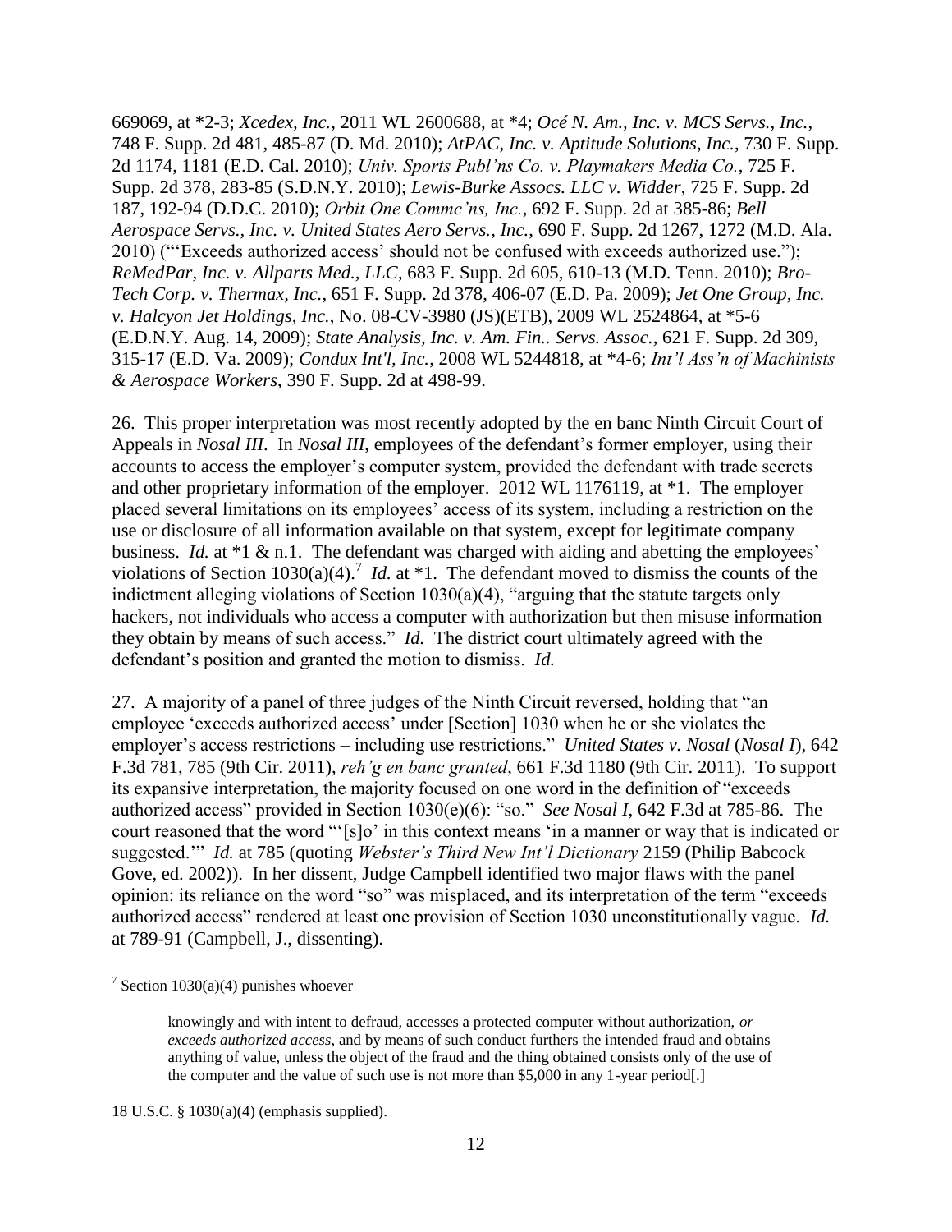669069, at *2-3; *Xcedex, Inc.*, 2011 WL 2600688, at *4; *Océ N. Am., Inc. v. MCS Servs., Inc.*, 748 F. Supp. 2d 481, 485-87 (D. Md. 2010); *AtPAC, Inc. v. Aptitude Solutions, Inc.*, 730 F. Supp. 2d 1174, 1181 (E.D. Cal. 2010); *Univ. Sports Publ'ns Co. v. Playmakers Media Co.*, 725 F. Supp. 2d 378, 283-85 (S.D.N.Y. 2010); *Lewis-Burke Assocs. LLC v. Widder*, 725 F. Supp. 2d 187, 192-94 (D.D.C. 2010); *Orbit One Commc'ns, Inc.*, 692 F. Supp. 2d at 385-86; *Bell Aerospace Servs., Inc. v. United States Aero Servs., Inc.*, 690 F. Supp. 2d 1267, 1272 (M.D. Ala. 2010) ("'Exceeds authorized access' should not be confused with exceeds authorized use."); *ReMedPar, Inc. v. Allparts Med., LLC*, 683 F. Supp. 2d 605, 610-13 (M.D. Tenn. 2010); *Bro-Tech Corp. v. Thermax, Inc.*, 651 F. Supp. 2d 378, 406-07 (E.D. Pa. 2009); *Jet One Group, Inc. v. Halcyon Jet Holdings, Inc.*, No. 08-CV-3980 (JS)(ETB), 2009 WL 2524864, at *5-6 (E.D.N.Y. Aug. 14, 2009); *State Analysis, Inc. v. Am. Fin.. Servs. Assoc.*, 621 F. Supp. 2d 309, 315-17 (E.D. Va. 2009); *Condux Int'l, Inc.*, 2008 WL 5244818, at *4-6; *Int'l Ass'n of Machinists & Aerospace Workers*, 390 F. Supp. 2d at 498-99.

26. This proper interpretation was most recently adopted by the en banc Ninth Circuit Court of Appeals in *Nosal III*. In *Nosal III*, employees of the defendant's former employer, using their accounts to access the employer's computer system, provided the defendant with trade secrets and other proprietary information of the employer. 2012 WL 1176119, at *1. The employer placed several limitations on its employees' access of its system, including a restriction on the use or disclosure of all information available on that system, except for legitimate company business. *Id.* at *1 & n.1. The defendant was charged with aiding and abetting the employees' violations of Section 1030(a)(4).[7] *Id.* at *1. The defendant moved to dismiss the counts of the indictment alleging violations of Section 1030(a)(4), "arguing that the statute targets only hackers, not individuals who access a computer with authorization but then misuse information they obtain by means of such access." *Id.* The district court ultimately agreed with the defendant's position and granted the motion to dismiss. *Id.*

27. A majority of a panel of three judges of the Ninth Circuit reversed, holding that "an employee 'exceeds authorized access' under [Section] 1030 when he or she violates the employer's access restrictions – including use restrictions." *United States v. Nosal* (*Nosal I*), 642 F.3d 781, 785 (9th Cir. 2011), *reh'g en banc granted*, 661 F.3d 1180 (9th Cir. 2011). To support its expansive interpretation, the majority focused on one word in the definition of "exceeds authorized access" provided in Section 1030(e)(6): "so." *See Nosal I*, 642 F.3d at 785-86. The court reasoned that the word "'[s]o' in this context means 'in a manner or way that is indicated or suggested.'" *Id.* at 785 (quoting *Webster's Third New Int'l Dictionary* 2159 (Philip Babcock Gove, ed. 2002)). In her dissent, Judge Campbell identified two major flaws with the panel opinion: its reliance on the word "so" was misplaced, and its interpretation of the term "exceeds authorized access" rendered at least one provision of Section 1030 unconstitutionally vague. *Id.* at 789-91 (Campbell, J., dissenting).

---

[7] Section 1030(a)(4) punishes whoever

> knowingly and with intent to defraud, accesses a protected computer without authorization, *or exceeds authorized access*, and by means of such conduct furthers the intended fraud and obtains anything of value, unless the object of the fraud and the thing obtained consists only of the use of the computer and the value of such use is not more than $5,000 in any 1-year period[.]

18 U.S.C. § 1030(a)(4) (emphasis supplied).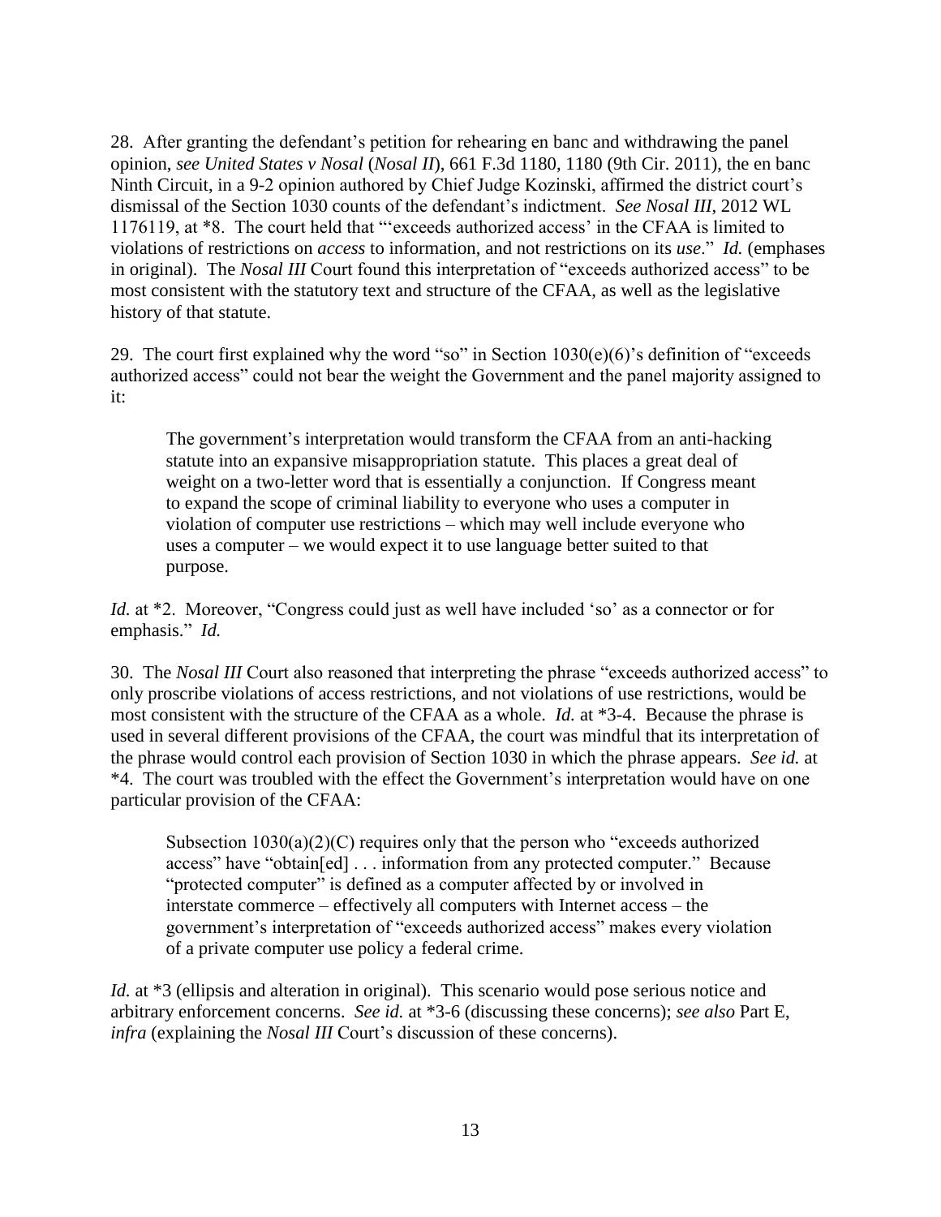28. After granting the defendant's petition for rehearing en banc and withdrawing the panel opinion, *see United States v Nosal* (*Nosal II*), 661 F.3d 1180, 1180 (9th Cir. 2011), the en banc Ninth Circuit, in a 9-2 opinion authored by Chief Judge Kozinski, affirmed the district court's dismissal of the Section 1030 counts of the defendant's indictment. *See Nosal III*, 2012 WL 1176119, at *8. The court held that "'exceeds authorized access' in the CFAA is limited to violations of restrictions on *access* to information, and not restrictions on its *use*." *Id.* (emphases in original). The *Nosal III* Court found this interpretation of "exceeds authorized access" to be most consistent with the statutory text and structure of the CFAA, as well as the legislative history of that statute.

29. The court first explained why the word "so" in Section 1030(e)(6)'s definition of "exceeds authorized access" could not bear the weight the Government and the panel majority assigned to it:

> The government's interpretation would transform the CFAA from an anti-hacking statute into an expansive misappropriation statute. This places a great deal of weight on a two-letter word that is essentially a conjunction. If Congress meant to expand the scope of criminal liability to everyone who uses a computer in violation of computer use restrictions – which may well include everyone who uses a computer – we would expect it to use language better suited to that purpose.

*Id.* at *2. Moreover, "Congress could just as well have included 'so' as a connector or for emphasis." *Id.*

30. The *Nosal III* Court also reasoned that interpreting the phrase "exceeds authorized access" to only proscribe violations of access restrictions, and not violations of use restrictions, would be most consistent with the structure of the CFAA as a whole. *Id.* at *3-4. Because the phrase is used in several different provisions of the CFAA, the court was mindful that its interpretation of the phrase would control each provision of Section 1030 in which the phrase appears. *See id.* at *4. The court was troubled with the effect the Government's interpretation would have on one particular provision of the CFAA:

> Subsection 1030(a)(2)(C) requires only that the person who "exceeds authorized access" have "obtain[ed] . . . information from any protected computer." Because "protected computer" is defined as a computer affected by or involved in interstate commerce – effectively all computers with Internet access – the government's interpretation of "exceeds authorized access" makes every violation of a private computer use policy a federal crime.

*Id.* at *3 (ellipsis and alteration in original). This scenario would pose serious notice and arbitrary enforcement concerns. *See id.* at *3-6 (discussing these concerns); *see also* Part E, *infra* (explaining the *Nosal III* Court's discussion of these concerns).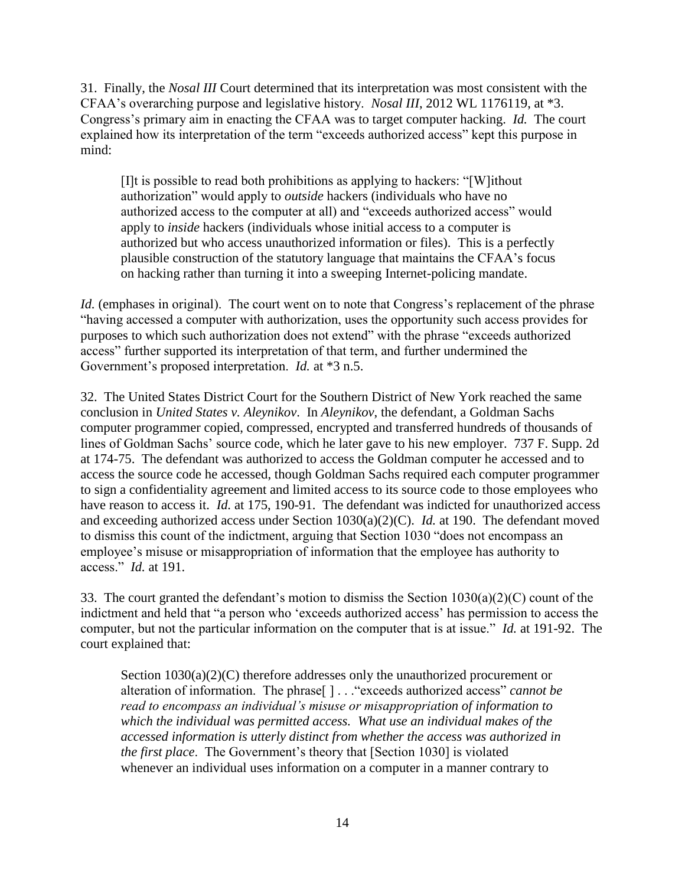31. Finally, the *Nosal III* Court determined that its interpretation was most consistent with the CFAA's overarching purpose and legislative history. *Nosal III*, 2012 WL 1176119, at *3. Congress's primary aim in enacting the CFAA was to target computer hacking. *Id.* The court explained how its interpretation of the term "exceeds authorized access" kept this purpose in mind:

> [I]t is possible to read both prohibitions as applying to hackers: "[W]ithout authorization" would apply to *outside* hackers (individuals who have no authorized access to the computer at all) and "exceeds authorized access" would apply to *inside* hackers (individuals whose initial access to a computer is authorized but who access unauthorized information or files). This is a perfectly plausible construction of the statutory language that maintains the CFAA's focus on hacking rather than turning it into a sweeping Internet-policing mandate.

*Id.* (emphases in original). The court went on to note that Congress's replacement of the phrase "having accessed a computer with authorization, uses the opportunity such access provides for purposes to which such authorization does not extend" with the phrase "exceeds authorized access" further supported its interpretation of that term, and further undermined the Government's proposed interpretation. *Id.* at *3 n.5.

32. The United States District Court for the Southern District of New York reached the same conclusion in *United States v. Aleynikov*. In *Aleynikov*, the defendant, a Goldman Sachs computer programmer copied, compressed, encrypted and transferred hundreds of thousands of lines of Goldman Sachs' source code, which he later gave to his new employer. 737 F. Supp. 2d at 174-75. The defendant was authorized to access the Goldman computer he accessed and to access the source code he accessed, though Goldman Sachs required each computer programmer to sign a confidentiality agreement and limited access to its source code to those employees who have reason to access it. *Id.* at 175, 190-91. The defendant was indicted for unauthorized access and exceeding authorized access under Section 1030(a)(2)(C). *Id.* at 190. The defendant moved to dismiss this count of the indictment, arguing that Section 1030 "does not encompass an employee's misuse or misappropriation of information that the employee has authority to access." *Id.* at 191.

33. The court granted the defendant's motion to dismiss the Section 1030(a)(2)(C) count of the indictment and held that "a person who 'exceeds authorized access' has permission to access the computer, but not the particular information on the computer that is at issue." *Id.* at 191-92. The court explained that:

> Section 1030(a)(2)(C) therefore addresses only the unauthorized procurement or alteration of information. The phrase[ ] . . ."exceeds authorized access" *cannot be read to encompass an individual's misuse or misappropriation of information to which the individual was permitted access. What use an individual makes of the accessed information is utterly distinct from whether the access was authorized in the first place*. The Government's theory that [Section 1030] is violated whenever an individual uses information on a computer in a manner contrary to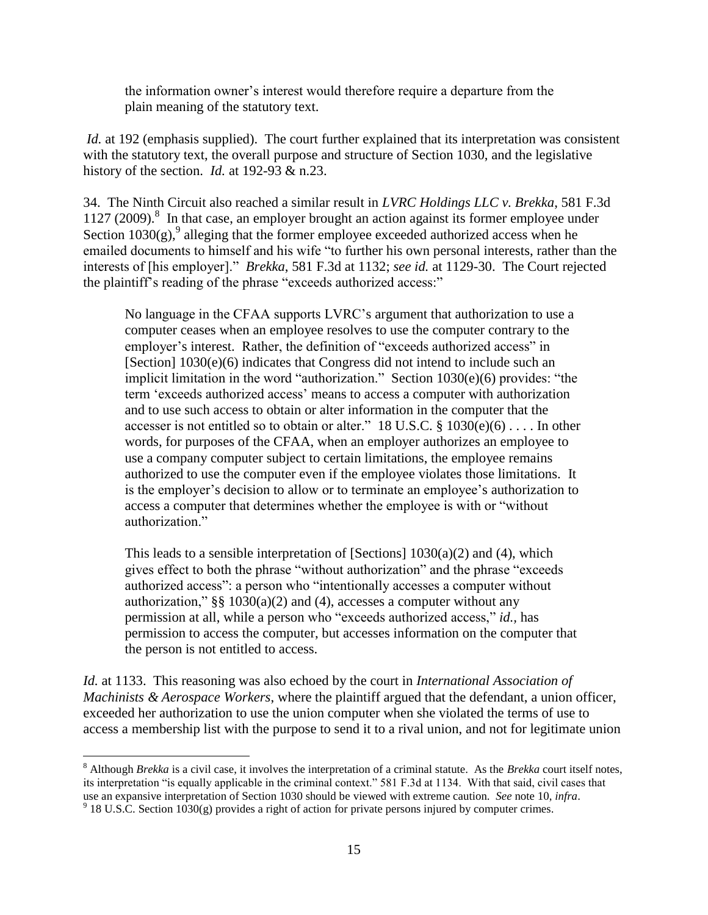the information owner's interest would therefore require a departure from the plain meaning of the statutory text.

*Id.* at 192 (emphasis supplied). The court further explained that its interpretation was consistent with the statutory text, the overall purpose and structure of Section 1030, and the legislative history of the section. *Id.* at 192-93 & n.23.

34. The Ninth Circuit also reached a similar result in *LVRC Holdings LLC v. Brekka*, 581 F.3d 1127 (2009).[8] In that case, an employer brought an action against its former employee under Section 1030(g),[9] alleging that the former employee exceeded authorized access when he emailed documents to himself and his wife "to further his own personal interests, rather than the interests of [his employer]." *Brekka*, 581 F.3d at 1132; *see id.* at 1129-30. The Court rejected the plaintiff's reading of the phrase "exceeds authorized access:"

> No language in the CFAA supports LVRC's argument that authorization to use a computer ceases when an employee resolves to use the computer contrary to the employer's interest. Rather, the definition of "exceeds authorized access" in [Section] 1030(e)(6) indicates that Congress did not intend to include such an implicit limitation in the word "authorization." Section 1030(e)(6) provides: "the term 'exceeds authorized access' means to access a computer with authorization and to use such access to obtain or alter information in the computer that the accesser is not entitled so to obtain or alter." 18 U.S.C. § 1030(e)(6) . . . . In other words, for purposes of the CFAA, when an employer authorizes an employee to use a company computer subject to certain limitations, the employee remains authorized to use the computer even if the employee violates those limitations. It is the employer's decision to allow or to terminate an employee's authorization to access a computer that determines whether the employee is with or "without authorization."
>
> This leads to a sensible interpretation of [Sections] 1030(a)(2) and (4), which gives effect to both the phrase "without authorization" and the phrase "exceeds authorized access": a person who "intentionally accesses a computer without authorization," §§ 1030(a)(2) and (4), accesses a computer without any permission at all, while a person who "exceeds authorized access," *id.*, has permission to access the computer, but accesses information on the computer that the person is not entitled to access.

*Id.* at 1133. This reasoning was also echoed by the court in *International Association of Machinists & Aerospace Workers*, where the plaintiff argued that the defendant, a union officer, exceeded her authorization to use the union computer when she violated the terms of use to access a membership list with the purpose to send it to a rival union, and not for legitimate union

---

[8] Although *Brekka* is a civil case, it involves the interpretation of a criminal statute. As the *Brekka* court itself notes, its interpretation "is equally applicable in the criminal context." 581 F.3d at 1134. With that said, civil cases that use an expansive interpretation of Section 1030 should be viewed with extreme caution. *See* note 10, *infra*.

[9] 18 U.S.C. Section 1030(g) provides a right of action for private persons injured by computer crimes.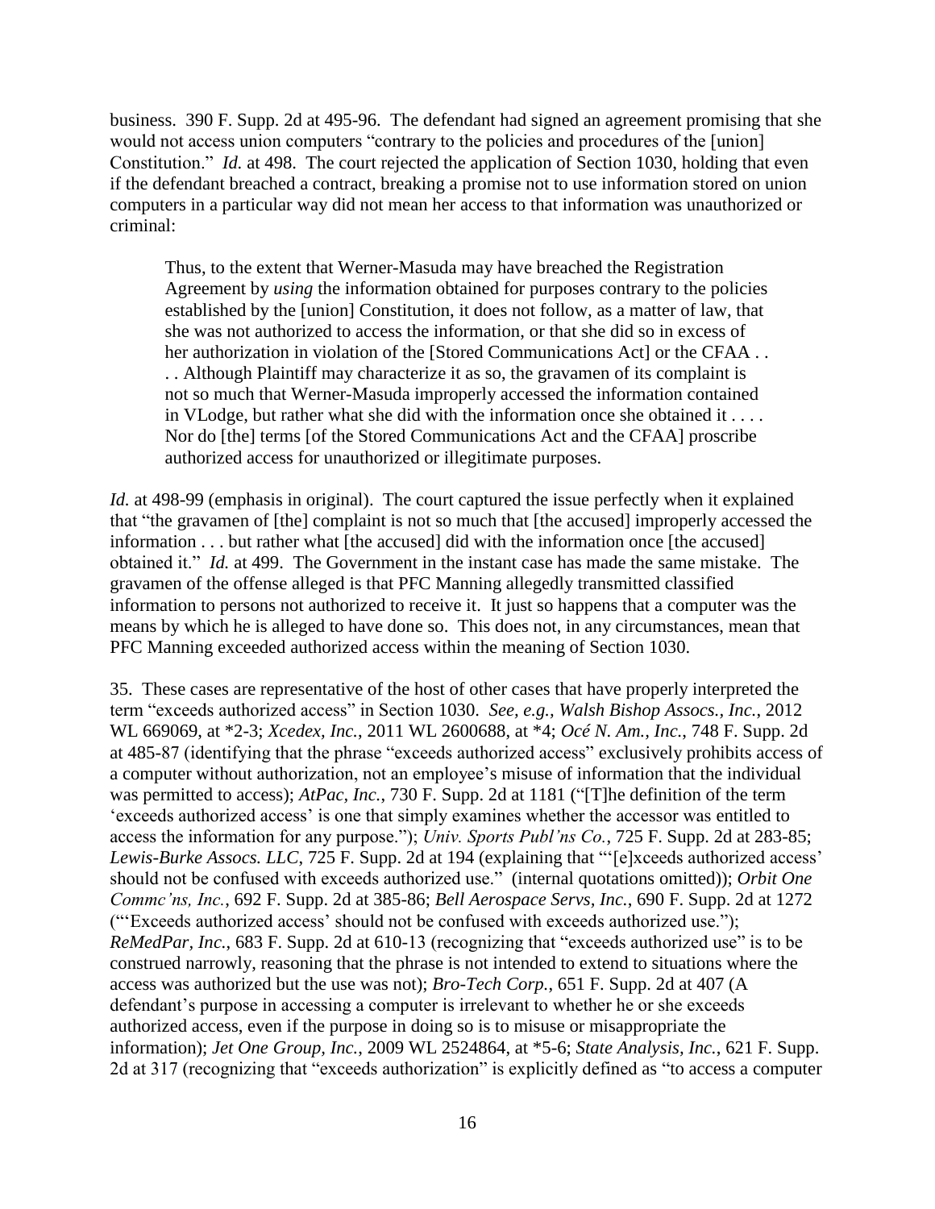business. 390 F. Supp. 2d at 495-96. The defendant had signed an agreement promising that she would not access union computers "contrary to the policies and procedures of the [union] Constitution." *Id.* at 498. The court rejected the application of Section 1030, holding that even if the defendant breached a contract, breaking a promise not to use information stored on union computers in a particular way did not mean her access to that information was unauthorized or criminal:

> Thus, to the extent that Werner-Masuda may have breached the Registration Agreement by *using* the information obtained for purposes contrary to the policies established by the [union] Constitution, it does not follow, as a matter of law, that she was not authorized to access the information, or that she did so in excess of her authorization in violation of the [Stored Communications Act] or the CFAA . . . . Although Plaintiff may characterize it as so, the gravamen of its complaint is not so much that Werner-Masuda improperly accessed the information contained in VLodge, but rather what she did with the information once she obtained it . . . . Nor do [the] terms [of the Stored Communications Act and the CFAA] proscribe authorized access for unauthorized or illegitimate purposes.

*Id.* at 498-99 (emphasis in original). The court captured the issue perfectly when it explained that "the gravamen of [the] complaint is not so much that [the accused] improperly accessed the information . . . but rather what [the accused] did with the information once [the accused] obtained it." *Id.* at 499. The Government in the instant case has made the same mistake. The gravamen of the offense alleged is that PFC Manning allegedly transmitted classified information to persons not authorized to receive it. It just so happens that a computer was the means by which he is alleged to have done so. This does not, in any circumstances, mean that PFC Manning exceeded authorized access within the meaning of Section 1030.

35. These cases are representative of the host of other cases that have properly interpreted the term "exceeds authorized access" in Section 1030. *See, e.g.*, *Walsh Bishop Assocs., Inc.*, 2012 WL 669069, at *2-3; *Xcedex, Inc.*, 2011 WL 2600688, at *4; *Océ N. Am., Inc.*, 748 F. Supp. 2d at 485-87 (identifying that the phrase "exceeds authorized access" exclusively prohibits access of a computer without authorization, not an employee's misuse of information that the individual was permitted to access); *AtPac, Inc.*, 730 F. Supp. 2d at 1181 ("[T]he definition of the term 'exceeds authorized access' is one that simply examines whether the accessor was entitled to access the information for any purpose."); *Univ. Sports Publ'ns Co.*, 725 F. Supp. 2d at 283-85; *Lewis-Burke Assocs. LLC*, 725 F. Supp. 2d at 194 (explaining that "'[e]xceeds authorized access' should not be confused with exceeds authorized use." (internal quotations omitted)); *Orbit One Commc'ns, Inc.*, 692 F. Supp. 2d at 385-86; *Bell Aerospace Servs, Inc.*, 690 F. Supp. 2d at 1272 ("'Exceeds authorized access' should not be confused with exceeds authorized use."); *ReMedPar, Inc.*, 683 F. Supp. 2d at 610-13 (recognizing that "exceeds authorized use" is to be construed narrowly, reasoning that the phrase is not intended to extend to situations where the access was authorized but the use was not); *Bro-Tech Corp.*, 651 F. Supp. 2d at 407 (A defendant's purpose in accessing a computer is irrelevant to whether he or she exceeds authorized access, even if the purpose in doing so is to misuse or misappropriate the information); *Jet One Group, Inc.*, 2009 WL 2524864, at *5-6; *State Analysis, Inc.*, 621 F. Supp. 2d at 317 (recognizing that "exceeds authorization" is explicitly defined as "to access a computer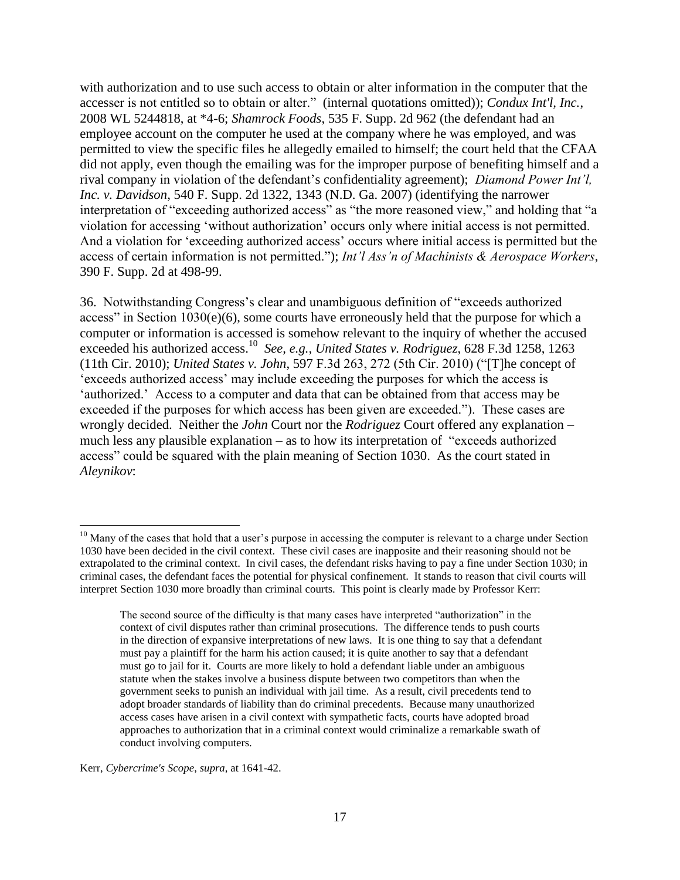with authorization and to use such access to obtain or alter information in the computer that the accesser is not entitled so to obtain or alter." (internal quotations omitted)); *Condux Int'l, Inc.*, 2008 WL 5244818, at *4-6; *Shamrock Foods*, 535 F. Supp. 2d 962 (the defendant had an employee account on the computer he used at the company where he was employed, and was permitted to view the specific files he allegedly emailed to himself; the court held that the CFAA did not apply, even though the emailing was for the improper purpose of benefiting himself and a rival company in violation of the defendant's confidentiality agreement); *Diamond Power Int'l, Inc. v. Davidson*, 540 F. Supp. 2d 1322, 1343 (N.D. Ga. 2007) (identifying the narrower interpretation of "exceeding authorized access" as "the more reasoned view," and holding that "a violation for accessing 'without authorization' occurs only where initial access is not permitted. And a violation for 'exceeding authorized access' occurs where initial access is permitted but the access of certain information is not permitted."); *Int'l Ass'n of Machinists & Aerospace Workers*, 390 F. Supp. 2d at 498-99.

36. Notwithstanding Congress's clear and unambiguous definition of "exceeds authorized access" in Section 1030(e)(6), some courts have erroneously held that the purpose for which a computer or information is accessed is somehow relevant to the inquiry of whether the accused exceeded his authorized access.[10] *See, e.g.*, *United States v. Rodriguez*, 628 F.3d 1258, 1263 (11th Cir. 2010); *United States v. John*, 597 F.3d 263, 272 (5th Cir. 2010) ("[T]he concept of 'exceeds authorized access' may include exceeding the purposes for which the access is 'authorized.' Access to a computer and data that can be obtained from that access may be exceeded if the purposes for which access has been given are exceeded."). These cases are wrongly decided. Neither the *John* Court nor the *Rodriguez* Court offered any explanation – much less any plausible explanation – as to how its interpretation of "exceeds authorized access" could be squared with the plain meaning of Section 1030. As the court stated in *Aleynikov*:

---

[10] Many of the cases that hold that a user's purpose in accessing the computer is relevant to a charge under Section 1030 have been decided in the civil context. These civil cases are inapposite and their reasoning should not be extrapolated to the criminal context. In civil cases, the defendant risks having to pay a fine under Section 1030; in criminal cases, the defendant faces the potential for physical confinement. It stands to reason that civil courts will interpret Section 1030 more broadly than criminal courts. This point is clearly made by Professor Kerr:

> The second source of the difficulty is that many cases have interpreted "authorization" in the context of civil disputes rather than criminal prosecutions. The difference tends to push courts in the direction of expansive interpretations of new laws. It is one thing to say that a defendant must pay a plaintiff for the harm his action caused; it is quite another to say that a defendant must go to jail for it. Courts are more likely to hold a defendant liable under an ambiguous statute when the stakes involve a business dispute between two competitors than when the government seeks to punish an individual with jail time. As a result, civil precedents tend to adopt broader standards of liability than do criminal precedents. Because many unauthorized access cases have arisen in a civil context with sympathetic facts, courts have adopted broad approaches to authorization that in a criminal context would criminalize a remarkable swath of conduct involving computers.

Kerr, *Cybercrime's Scope*, *supra*, at 1641-42.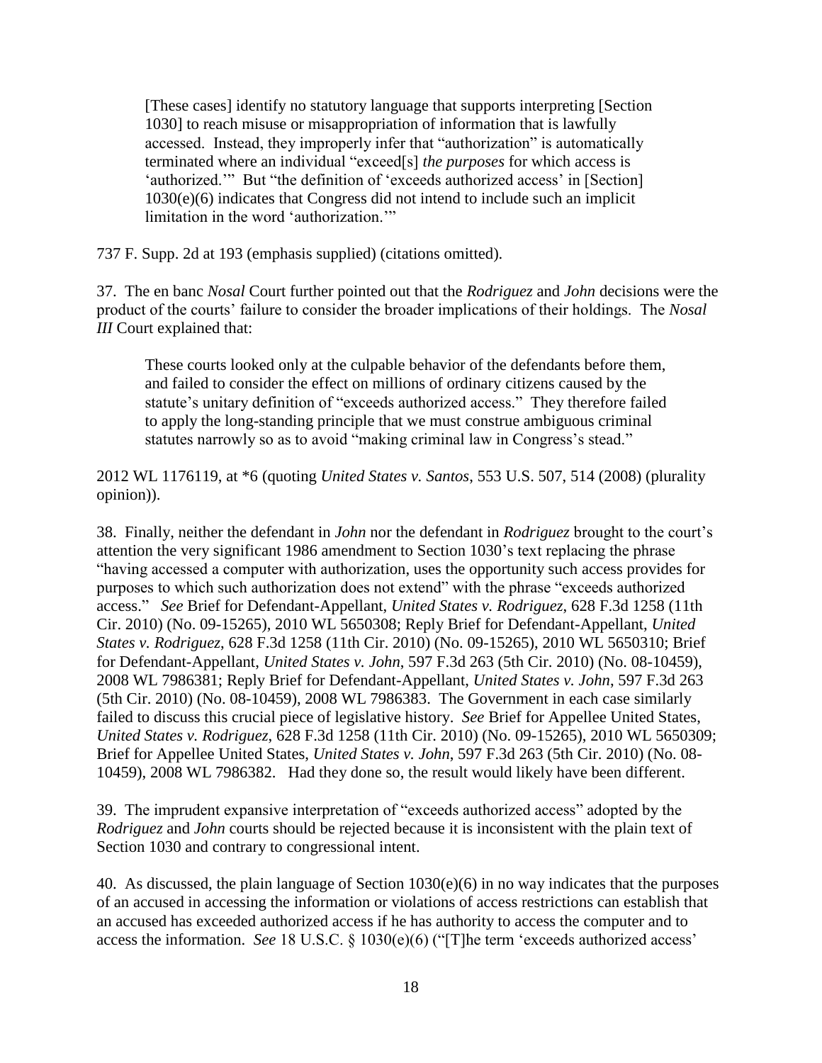> [These cases] identify no statutory language that supports interpreting [Section 1030] to reach misuse or misappropriation of information that is lawfully accessed. Instead, they improperly infer that "authorization" is automatically terminated where an individual "exceed[s] *the purposes* for which access is 'authorized.'" But "the definition of 'exceeds authorized access' in [Section] 1030(e)(6) indicates that Congress did not intend to include such an implicit limitation in the word 'authorization.'"

737 F. Supp. 2d at 193 (emphasis supplied) (citations omitted).

37. The en banc *Nosal* Court further pointed out that the *Rodriguez* and *John* decisions were the product of the courts' failure to consider the broader implications of their holdings. The *Nosal III* Court explained that:

> These courts looked only at the culpable behavior of the defendants before them, and failed to consider the effect on millions of ordinary citizens caused by the statute's unitary definition of "exceeds authorized access." They therefore failed to apply the long-standing principle that we must construe ambiguous criminal statutes narrowly so as to avoid "making criminal law in Congress's stead."

2012 WL 1176119, at *6 (quoting *United States v. Santos*, 553 U.S. 507, 514 (2008) (plurality opinion)).

38. Finally, neither the defendant in *John* nor the defendant in *Rodriguez* brought to the court's attention the very significant 1986 amendment to Section 1030's text replacing the phrase "having accessed a computer with authorization, uses the opportunity such access provides for purposes to which such authorization does not extend" with the phrase "exceeds authorized access." *See* Brief for Defendant-Appellant, *United States v. Rodriguez*, 628 F.3d 1258 (11th Cir. 2010) (No. 09-15265), 2010 WL 5650308; Reply Brief for Defendant-Appellant, *United States v. Rodriguez*, 628 F.3d 1258 (11th Cir. 2010) (No. 09-15265), 2010 WL 5650310; Brief for Defendant-Appellant, *United States v. John*, 597 F.3d 263 (5th Cir. 2010) (No. 08-10459), 2008 WL 7986381; Reply Brief for Defendant-Appellant, *United States v. John*, 597 F.3d 263 (5th Cir. 2010) (No. 08-10459), 2008 WL 7986383. The Government in each case similarly failed to discuss this crucial piece of legislative history. *See* Brief for Appellee United States, *United States v. Rodriguez*, 628 F.3d 1258 (11th Cir. 2010) (No. 09-15265), 2010 WL 5650309; Brief for Appellee United States, *United States v. John*, 597 F.3d 263 (5th Cir. 2010) (No. 08-10459), 2008 WL 7986382. Had they done so, the result would likely have been different.

39. The imprudent expansive interpretation of "exceeds authorized access" adopted by the *Rodriguez* and *John* courts should be rejected because it is inconsistent with the plain text of Section 1030 and contrary to congressional intent.

40. As discussed, the plain language of Section 1030(e)(6) in no way indicates that the purposes of an accused in accessing the information or violations of access restrictions can establish that an accused has exceeded authorized access if he has authority to access the computer and to access the information. *See* 18 U.S.C. § 1030(e)(6) ("[T]he term 'exceeds authorized access'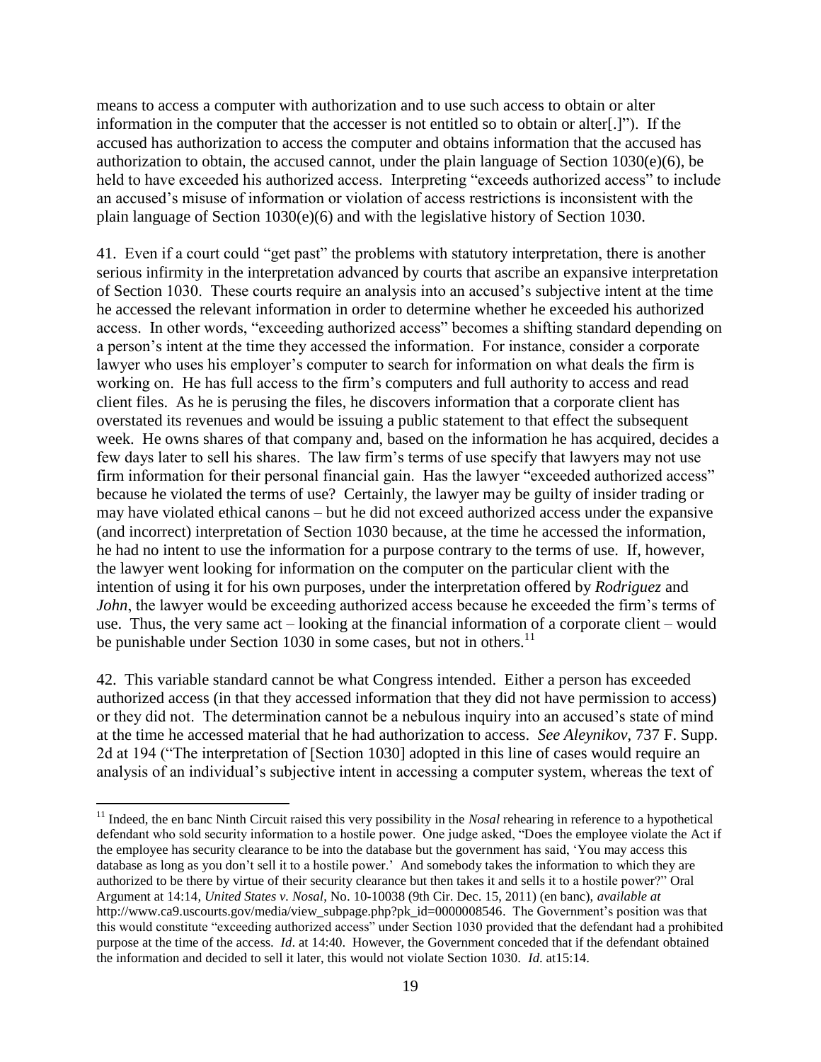means to access a computer with authorization and to use such access to obtain or alter information in the computer that the accesser is not entitled so to obtain or alter[.]"). If the accused has authorization to access the computer and obtains information that the accused has authorization to obtain, the accused cannot, under the plain language of Section 1030(e)(6), be held to have exceeded his authorized access. Interpreting "exceeds authorized access" to include an accused's misuse of information or violation of access restrictions is inconsistent with the plain language of Section 1030(e)(6) and with the legislative history of Section 1030.

41. Even if a court could "get past" the problems with statutory interpretation, there is another serious infirmity in the interpretation advanced by courts that ascribe an expansive interpretation of Section 1030. These courts require an analysis into an accused's subjective intent at the time he accessed the relevant information in order to determine whether he exceeded his authorized access. In other words, "exceeding authorized access" becomes a shifting standard depending on a person's intent at the time they accessed the information. For instance, consider a corporate lawyer who uses his employer's computer to search for information on what deals the firm is working on. He has full access to the firm's computers and full authority to access and read client files. As he is perusing the files, he discovers information that a corporate client has overstated its revenues and would be issuing a public statement to that effect the subsequent week. He owns shares of that company and, based on the information he has acquired, decides a few days later to sell his shares. The law firm's terms of use specify that lawyers may not use firm information for their personal financial gain. Has the lawyer "exceeded authorized access" because he violated the terms of use? Certainly, the lawyer may be guilty of insider trading or may have violated ethical canons – but he did not exceed authorized access under the expansive (and incorrect) interpretation of Section 1030 because, at the time he accessed the information, he had no intent to use the information for a purpose contrary to the terms of use. If, however, the lawyer went looking for information on the computer on the particular client with the intention of using it for his own purposes, under the interpretation offered by *Rodriguez* and *John*, the lawyer would be exceeding authorized access because he exceeded the firm's terms of use. Thus, the very same act – looking at the financial information of a corporate client – would be punishable under Section 1030 in some cases, but not in others.[11]

42. This variable standard cannot be what Congress intended. Either a person has exceeded authorized access (in that they accessed information that they did not have permission to access) or they did not. The determination cannot be a nebulous inquiry into an accused's state of mind at the time he accessed material that he had authorization to access. *See Aleynikov*, 737 F. Supp. 2d at 194 ("The interpretation of [Section 1030] adopted in this line of cases would require an analysis of an individual's subjective intent in accessing a computer system, whereas the text of

---

[11] Indeed, the en banc Ninth Circuit raised this very possibility in the *Nosal* rehearing in reference to a hypothetical defendant who sold security information to a hostile power. One judge asked, "Does the employee violate the Act if the employee has security clearance to be into the database but the government has said, 'You may access this database as long as you don't sell it to a hostile power.' And somebody takes the information to which they are authorized to be there by virtue of their security clearance but then takes it and sells it to a hostile power?" Oral Argument at 14:14, *United States v. Nosal*, No. 10-10038 (9th Cir. Dec. 15, 2011) (en banc), *available at* http://www.ca9.uscourts.gov/media/view_subpage.php?pk_id=0000008546. The Government's position was that this would constitute "exceeding authorized access" under Section 1030 provided that the defendant had a prohibited purpose at the time of the access. *Id*. at 14:40. However, the Government conceded that if the defendant obtained the information and decided to sell it later, this would not violate Section 1030. *Id*. at15:14.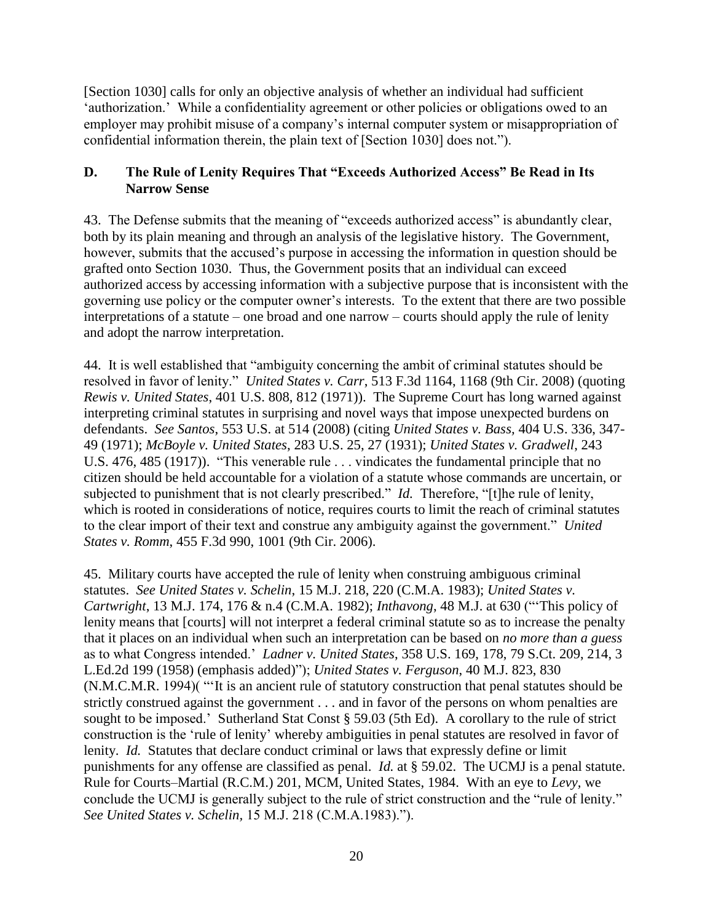[Section 1030] calls for only an objective analysis of whether an individual had sufficient 'authorization.' While a confidentiality agreement or other policies or obligations owed to an employer may prohibit misuse of a company's internal computer system or misappropriation of confidential information therein, the plain text of [Section 1030] does not.").

### D. The Rule of Lenity Requires That "Exceeds Authorized Access" Be Read in Its Narrow Sense

43. The Defense submits that the meaning of "exceeds authorized access" is abundantly clear, both by its plain meaning and through an analysis of the legislative history. The Government, however, submits that the accused's purpose in accessing the information in question should be grafted onto Section 1030. Thus, the Government posits that an individual can exceed authorized access by accessing information with a subjective purpose that is inconsistent with the governing use policy or the computer owner's interests. To the extent that there are two possible interpretations of a statute – one broad and one narrow – courts should apply the rule of lenity and adopt the narrow interpretation.

44. It is well established that "ambiguity concerning the ambit of criminal statutes should be resolved in favor of lenity." *United States v. Carr*, 513 F.3d 1164, 1168 (9th Cir. 2008) (quoting *Rewis v. United States*, 401 U.S. 808, 812 (1971)). The Supreme Court has long warned against interpreting criminal statutes in surprising and novel ways that impose unexpected burdens on defendants. *See Santos*, 553 U.S. at 514 (2008) (citing *United States v. Bass,* 404 U.S. 336, 347-49 (1971); *McBoyle v. United States*, 283 U.S. 25, 27 (1931); *United States v. Gradwell*, 243 U.S. 476, 485 (1917)). "This venerable rule . . . vindicates the fundamental principle that no citizen should be held accountable for a violation of a statute whose commands are uncertain, or subjected to punishment that is not clearly prescribed." *Id.* Therefore, "[t]he rule of lenity, which is rooted in considerations of notice, requires courts to limit the reach of criminal statutes to the clear import of their text and construe any ambiguity against the government." *United States v. Romm*, 455 F.3d 990, 1001 (9th Cir. 2006).

45. Military courts have accepted the rule of lenity when construing ambiguous criminal statutes. *See United States v. Schelin*, 15 M.J. 218, 220 (C.M.A. 1983); *United States v. Cartwright*, 13 M.J. 174, 176 & n.4 (C.M.A. 1982); *Inthavong*, 48 M.J. at 630 ("'This policy of lenity means that [courts] will not interpret a federal criminal statute so as to increase the penalty that it places on an individual when such an interpretation can be based on *no more than a guess* as to what Congress intended.' *Ladner v. United States*, 358 U.S. 169, 178, 79 S.Ct. 209, 214, 3 L.Ed.2d 199 (1958) (emphasis added)"); *United States v. Ferguson*, 40 M.J. 823, 830 (N.M.C.M.R. 1994)( "'It is an ancient rule of statutory construction that penal statutes should be strictly construed against the government . . . and in favor of the persons on whom penalties are sought to be imposed.' Sutherland Stat Const § 59.03 (5th Ed). A corollary to the rule of strict construction is the 'rule of lenity' whereby ambiguities in penal statutes are resolved in favor of lenity. *Id.* Statutes that declare conduct criminal or laws that expressly define or limit punishments for any offense are classified as penal. *Id.* at § 59.02. The UCMJ is a penal statute. Rule for Courts–Martial (R.C.M.) 201, MCM, United States, 1984. With an eye to *Levy,* we conclude the UCMJ is generally subject to the rule of strict construction and the "rule of lenity." *See United States v. Schelin,* 15 M.J. 218 (C.M.A.1983).").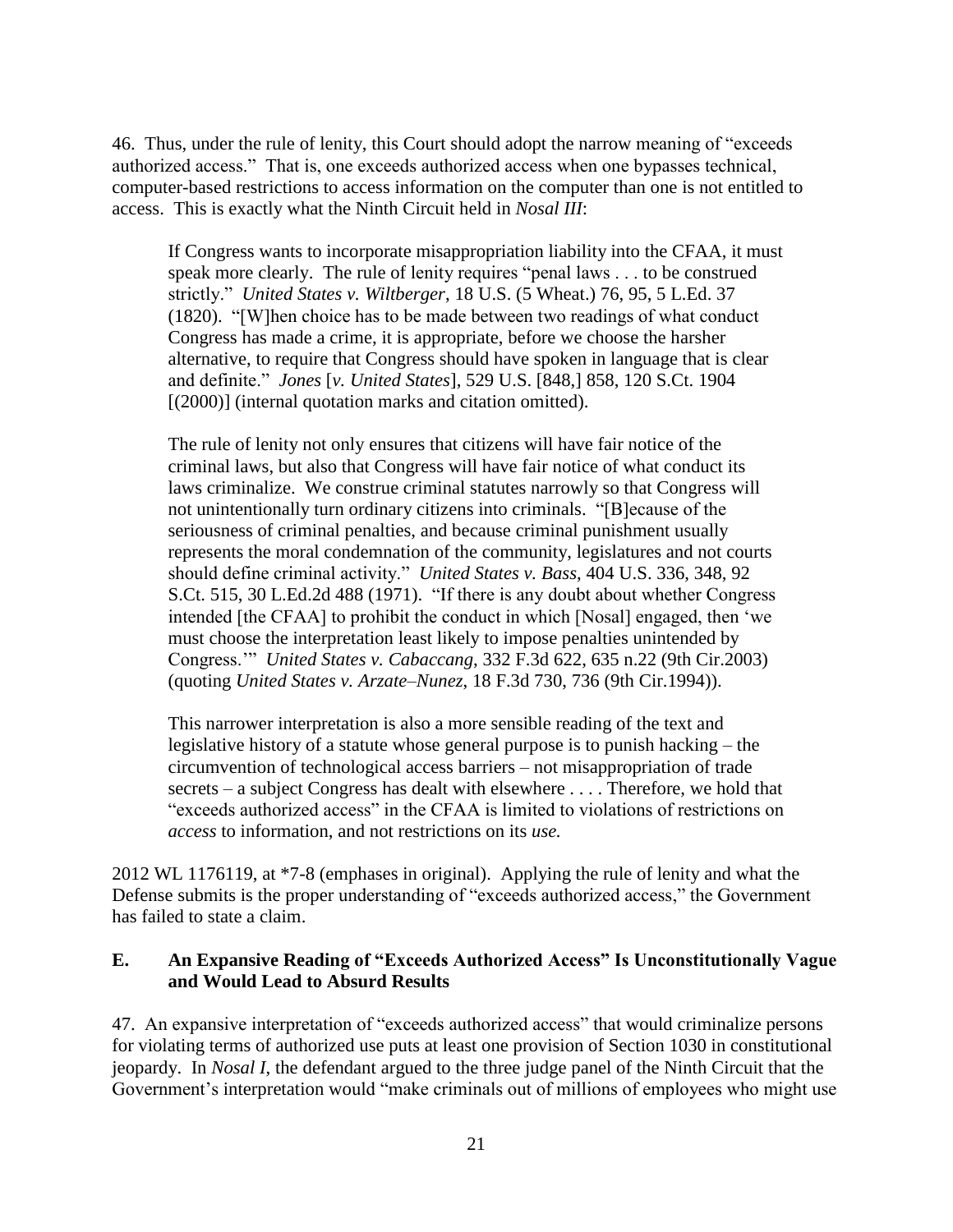46. Thus, under the rule of lenity, this Court should adopt the narrow meaning of "exceeds authorized access." That is, one exceeds authorized access when one bypasses technical, computer-based restrictions to access information on the computer than one is not entitled to access. This is exactly what the Ninth Circuit held in *Nosal III*:

> If Congress wants to incorporate misappropriation liability into the CFAA, it must speak more clearly. The rule of lenity requires "penal laws . . . to be construed strictly." *United States v. Wiltberger*, 18 U.S. (5 Wheat.) 76, 95, 5 L.Ed. 37 (1820). "[W]hen choice has to be made between two readings of what conduct Congress has made a crime, it is appropriate, before we choose the harsher alternative, to require that Congress should have spoken in language that is clear and definite." *Jones* [*v. United States*], 529 U.S. [848,] 858, 120 S.Ct. 1904 [(2000)] (internal quotation marks and citation omitted).
>
> The rule of lenity not only ensures that citizens will have fair notice of the criminal laws, but also that Congress will have fair notice of what conduct its laws criminalize. We construe criminal statutes narrowly so that Congress will not unintentionally turn ordinary citizens into criminals. "[B]ecause of the seriousness of criminal penalties, and because criminal punishment usually represents the moral condemnation of the community, legislatures and not courts should define criminal activity." *United States v. Bass*, 404 U.S. 336, 348, 92 S.Ct. 515, 30 L.Ed.2d 488 (1971). "If there is any doubt about whether Congress intended [the CFAA] to prohibit the conduct in which [Nosal] engaged, then 'we must choose the interpretation least likely to impose penalties unintended by Congress.'" *United States v. Cabaccang*, 332 F.3d 622, 635 n.22 (9th Cir.2003) (quoting *United States v. Arzate–Nunez*, 18 F.3d 730, 736 (9th Cir.1994)).
>
> This narrower interpretation is also a more sensible reading of the text and legislative history of a statute whose general purpose is to punish hacking – the circumvention of technological access barriers – not misappropriation of trade secrets – a subject Congress has dealt with elsewhere . . . . Therefore, we hold that "exceeds authorized access" in the CFAA is limited to violations of restrictions on *access* to information, and not restrictions on its *use.*

2012 WL 1176119, at *7-8 (emphases in original). Applying the rule of lenity and what the Defense submits is the proper understanding of "exceeds authorized access," the Government has failed to state a claim.

### E. An Expansive Reading of "Exceeds Authorized Access" Is Unconstitutionally Vague and Would Lead to Absurd Results

47. An expansive interpretation of "exceeds authorized access" that would criminalize persons for violating terms of authorized use puts at least one provision of Section 1030 in constitutional jeopardy. In *Nosal I*, the defendant argued to the three judge panel of the Ninth Circuit that the Government's interpretation would "make criminals out of millions of employees who might use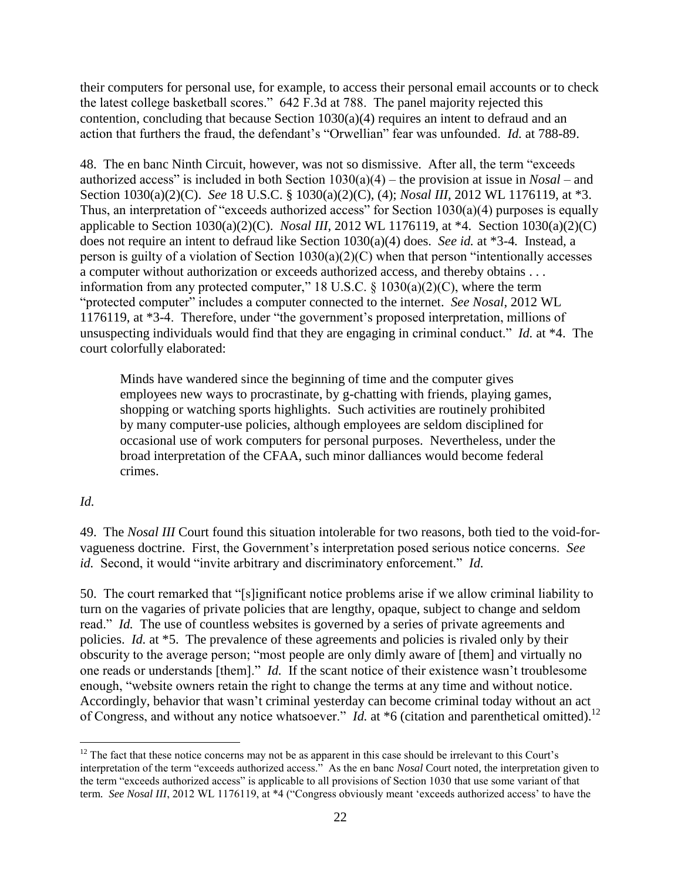their computers for personal use, for example, to access their personal email accounts or to check the latest college basketball scores." 642 F.3d at 788. The panel majority rejected this contention, concluding that because Section 1030(a)(4) requires an intent to defraud and an action that furthers the fraud, the defendant's "Orwellian" fear was unfounded. *Id.* at 788-89.

48. The en banc Ninth Circuit, however, was not so dismissive. After all, the term "exceeds authorized access" is included in both Section 1030(a)(4) – the provision at issue in *Nosal* – and Section 1030(a)(2)(C). *See* 18 U.S.C. § 1030(a)(2)(C), (4); *Nosal III*, 2012 WL 1176119, at *3. Thus, an interpretation of "exceeds authorized access" for Section 1030(a)(4) purposes is equally applicable to Section 1030(a)(2)(C). *Nosal III*, 2012 WL 1176119, at *4. Section 1030(a)(2)(C) does not require an intent to defraud like Section 1030(a)(4) does. *See id.* at *3-4. Instead, a person is guilty of a violation of Section 1030(a)(2)(C) when that person "intentionally accesses a computer without authorization or exceeds authorized access, and thereby obtains . . . information from any protected computer," 18 U.S.C. § 1030(a)(2)(C), where the term "protected computer" includes a computer connected to the internet. *See Nosal*, 2012 WL 1176119, at *3-4. Therefore, under "the government's proposed interpretation, millions of unsuspecting individuals would find that they are engaging in criminal conduct." *Id.* at *4. The court colorfully elaborated:

> Minds have wandered since the beginning of time and the computer gives employees new ways to procrastinate, by g-chatting with friends, playing games, shopping or watching sports highlights. Such activities are routinely prohibited by many computer-use policies, although employees are seldom disciplined for occasional use of work computers for personal purposes. Nevertheless, under the broad interpretation of the CFAA, such minor dalliances would become federal crimes.

*Id.*

49. The *Nosal III* Court found this situation intolerable for two reasons, both tied to the void-for-vagueness doctrine. First, the Government's interpretation posed serious notice concerns. *See id.* Second, it would "invite arbitrary and discriminatory enforcement." *Id.*

50. The court remarked that "[s]ignificant notice problems arise if we allow criminal liability to turn on the vagaries of private policies that are lengthy, opaque, subject to change and seldom read." *Id.* The use of countless websites is governed by a series of private agreements and policies. *Id.* at *5. The prevalence of these agreements and policies is rivaled only by their obscurity to the average person; "most people are only dimly aware of [them] and virtually no one reads or understands [them]." *Id.* If the scant notice of their existence wasn't troublesome enough, "website owners retain the right to change the terms at any time and without notice. Accordingly, behavior that wasn't criminal yesterday can become criminal today without an act of Congress, and without any notice whatsoever." *Id.* at *6 (citation and parenthetical omitted).[12]

---

[12] The fact that these notice concerns may not be as apparent in this case should be irrelevant to this Court's interpretation of the term "exceeds authorized access." As the en banc *Nosal* Court noted, the interpretation given to the term "exceeds authorized access" is applicable to all provisions of Section 1030 that use some variant of that term. *See Nosal III*, 2012 WL 1176119, at *4 ("Congress obviously meant 'exceeds authorized access' to have the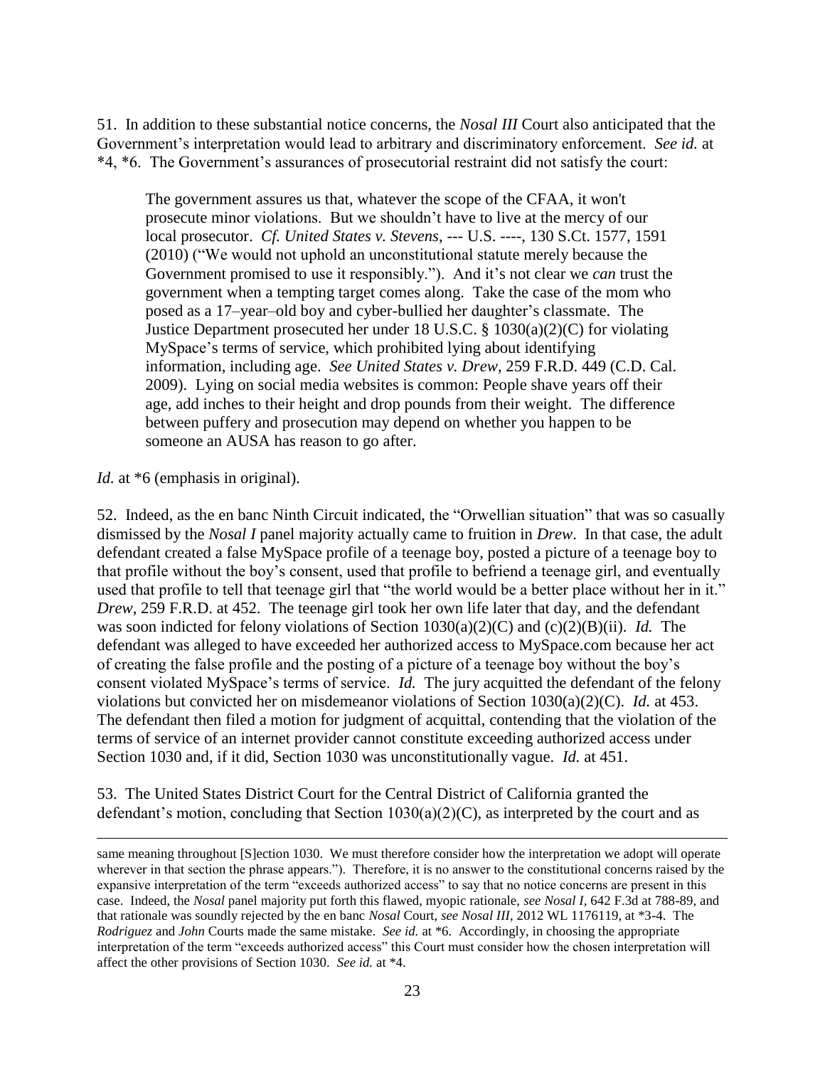51. In addition to these substantial notice concerns, the *Nosal III* Court also anticipated that the Government's interpretation would lead to arbitrary and discriminatory enforcement. *See id.* at *4, *6. The Government's assurances of prosecutorial restraint did not satisfy the court:

> The government assures us that, whatever the scope of the CFAA, it won't prosecute minor violations. But we shouldn't have to live at the mercy of our local prosecutor. *Cf. United States v. Stevens*, --- U.S. ----, 130 S.Ct. 1577, 1591 (2010) ("We would not uphold an unconstitutional statute merely because the Government promised to use it responsibly."). And it's not clear we *can* trust the government when a tempting target comes along. Take the case of the mom who posed as a 17–year–old boy and cyber-bullied her daughter's classmate. The Justice Department prosecuted her under 18 U.S.C. § 1030(a)(2)(C) for violating MySpace's terms of service, which prohibited lying about identifying information, including age. *See United States v. Drew*, 259 F.R.D. 449 (C.D. Cal. 2009). Lying on social media websites is common: People shave years off their age, add inches to their height and drop pounds from their weight. The difference between puffery and prosecution may depend on whether you happen to be someone an AUSA has reason to go after.

*Id.* at *6 (emphasis in original).

52. Indeed, as the en banc Ninth Circuit indicated, the "Orwellian situation" that was so casually dismissed by the *Nosal I* panel majority actually came to fruition in *Drew*. In that case, the adult defendant created a false MySpace profile of a teenage boy, posted a picture of a teenage boy to that profile without the boy's consent, used that profile to befriend a teenage girl, and eventually used that profile to tell that teenage girl that "the world would be a better place without her in it." *Drew*, 259 F.R.D. at 452. The teenage girl took her own life later that day, and the defendant was soon indicted for felony violations of Section 1030(a)(2)(C) and (c)(2)(B)(ii). *Id.* The defendant was alleged to have exceeded her authorized access to MySpace.com because her act of creating the false profile and the posting of a picture of a teenage boy without the boy's consent violated MySpace's terms of service. *Id.* The jury acquitted the defendant of the felony violations but convicted her on misdemeanor violations of Section 1030(a)(2)(C). *Id.* at 453. The defendant then filed a motion for judgment of acquittal, contending that the violation of the terms of service of an internet provider cannot constitute exceeding authorized access under Section 1030 and, if it did, Section 1030 was unconstitutionally vague. *Id.* at 451.

53. The United States District Court for the Central District of California granted the defendant's motion, concluding that Section 1030(a)(2)(C), as interpreted by the court and as

---

same meaning throughout [S]ection 1030. We must therefore consider how the interpretation we adopt will operate wherever in that section the phrase appears."). Therefore, it is no answer to the constitutional concerns raised by the expansive interpretation of the term "exceeds authorized access" to say that no notice concerns are present in this case. Indeed, the *Nosal* panel majority put forth this flawed, myopic rationale, *see Nosal I*, 642 F.3d at 788-89, and that rationale was soundly rejected by the en banc *Nosal* Court, *see Nosal III*, 2012 WL 1176119, at *3-4. The *Rodriguez* and *John* Courts made the same mistake. *See id.* at *6. Accordingly, in choosing the appropriate interpretation of the term "exceeds authorized access" this Court must consider how the chosen interpretation will affect the other provisions of Section 1030. *See id.* at *4.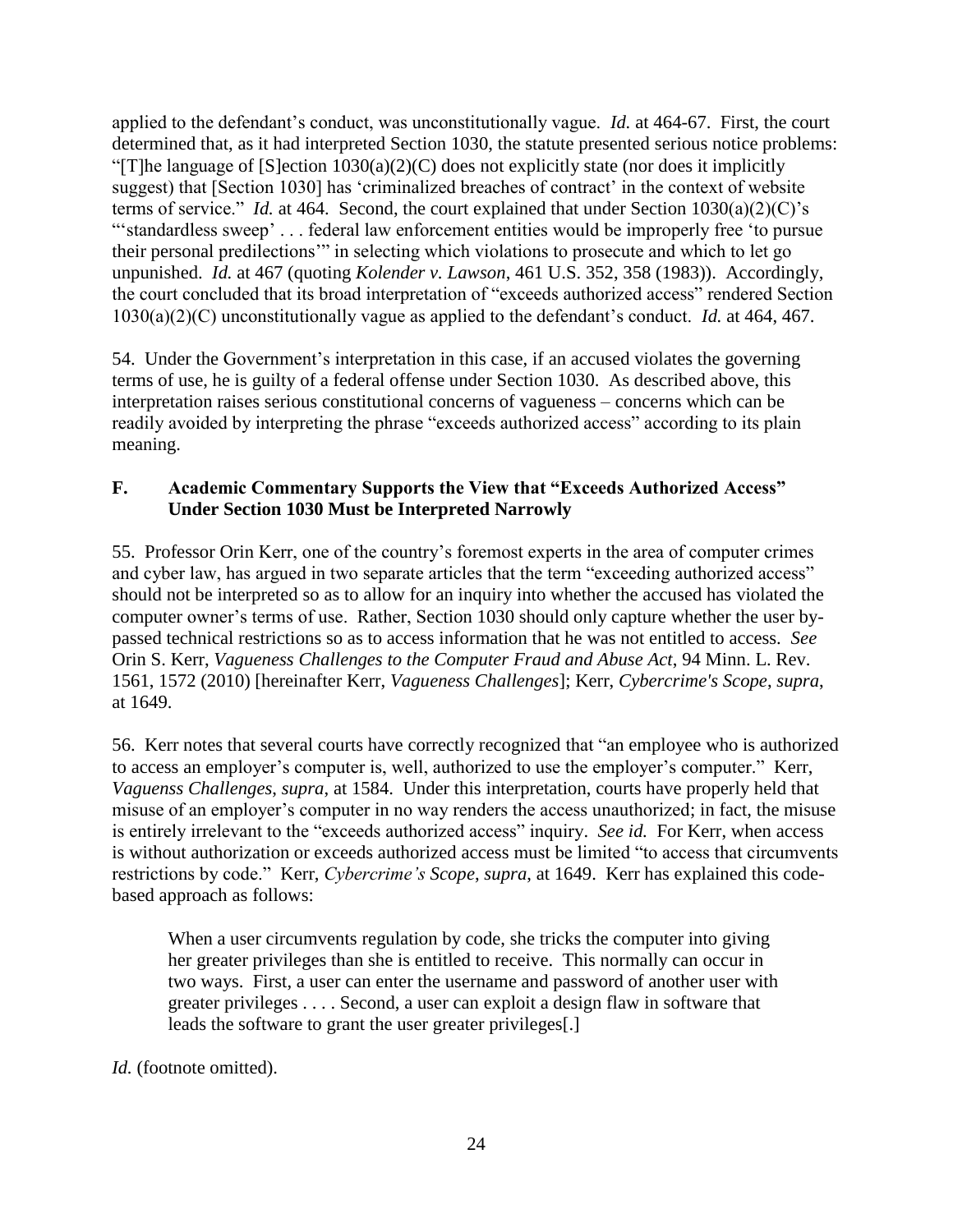applied to the defendant's conduct, was unconstitutionally vague. *Id.* at 464-67. First, the court determined that, as it had interpreted Section 1030, the statute presented serious notice problems: "[T]he language of [S]ection 1030(a)(2)(C) does not explicitly state (nor does it implicitly suggest) that [Section 1030] has 'criminalized breaches of contract' in the context of website terms of service." *Id.* at 464. Second, the court explained that under Section 1030(a)(2)(C)'s "'standardless sweep' . . . federal law enforcement entities would be improperly free 'to pursue their personal predilections'" in selecting which violations to prosecute and which to let go unpunished. *Id.* at 467 (quoting *Kolender v. Lawson*, 461 U.S. 352, 358 (1983)). Accordingly, the court concluded that its broad interpretation of "exceeds authorized access" rendered Section 1030(a)(2)(C) unconstitutionally vague as applied to the defendant's conduct. *Id.* at 464, 467.

54. Under the Government's interpretation in this case, if an accused violates the governing terms of use, he is guilty of a federal offense under Section 1030. As described above, this interpretation raises serious constitutional concerns of vagueness – concerns which can be readily avoided by interpreting the phrase "exceeds authorized access" according to its plain meaning.

### F. Academic Commentary Supports the View that "Exceeds Authorized Access" Under Section 1030 Must be Interpreted Narrowly

55. Professor Orin Kerr, one of the country's foremost experts in the area of computer crimes and cyber law, has argued in two separate articles that the term "exceeding authorized access" should not be interpreted so as to allow for an inquiry into whether the accused has violated the computer owner's terms of use. Rather, Section 1030 should only capture whether the user by-passed technical restrictions so as to access information that he was not entitled to access. *See* Orin S. Kerr, *Vagueness Challenges to the Computer Fraud and Abuse Act*, 94 Minn. L. Rev. 1561, 1572 (2010) [hereinafter Kerr, *Vagueness Challenges*]; Kerr, *Cybercrime's Scope*, *supra*, at 1649.

56. Kerr notes that several courts have correctly recognized that "an employee who is authorized to access an employer's computer is, well, authorized to use the employer's computer." Kerr, *Vaguenss Challenges*, *supra*, at 1584. Under this interpretation, courts have properly held that misuse of an employer's computer in no way renders the access unauthorized; in fact, the misuse is entirely irrelevant to the "exceeds authorized access" inquiry. *See id.* For Kerr, when access is without authorization or exceeds authorized access must be limited "to access that circumvents restrictions by code." Kerr, *Cybercrime's Scope*, *supra*, at 1649. Kerr has explained this code-based approach as follows:

> When a user circumvents regulation by code, she tricks the computer into giving her greater privileges than she is entitled to receive. This normally can occur in two ways. First, a user can enter the username and password of another user with greater privileges . . . . Second, a user can exploit a design flaw in software that leads the software to grant the user greater privileges[.]

*Id.* (footnote omitted).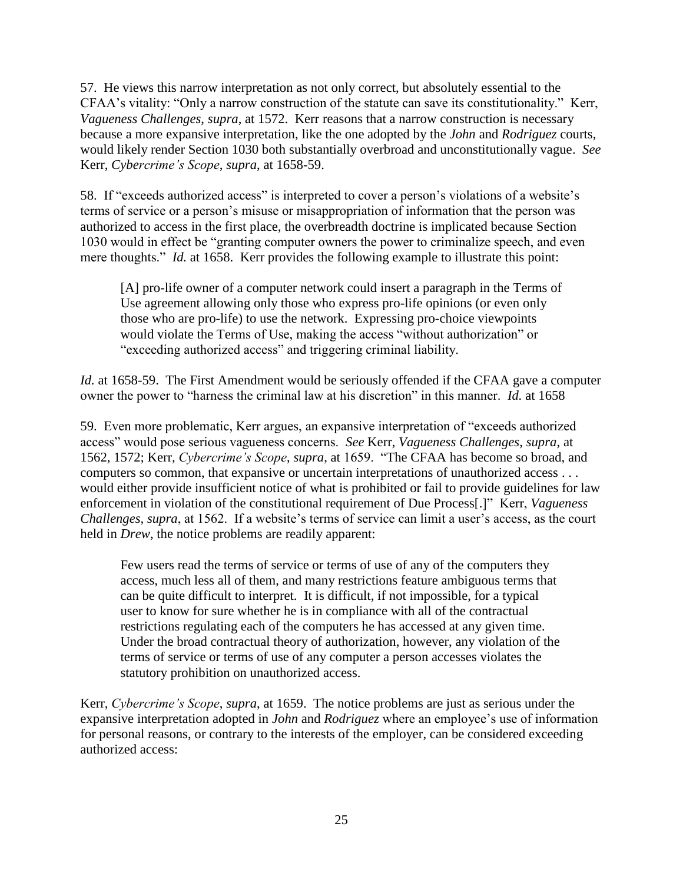57. He views this narrow interpretation as not only correct, but absolutely essential to the CFAA's vitality: "Only a narrow construction of the statute can save its constitutionality." Kerr, *Vagueness Challenges*, *supra*, at 1572. Kerr reasons that a narrow construction is necessary because a more expansive interpretation, like the one adopted by the *John* and *Rodriguez* courts, would likely render Section 1030 both substantially overbroad and unconstitutionally vague. *See* Kerr, *Cybercrime's Scope*, *supra*, at 1658-59.

58. If "exceeds authorized access" is interpreted to cover a person's violations of a website's terms of service or a person's misuse or misappropriation of information that the person was authorized to access in the first place, the overbreadth doctrine is implicated because Section 1030 would in effect be "granting computer owners the power to criminalize speech, and even mere thoughts." *Id.* at 1658. Kerr provides the following example to illustrate this point:

> [A] pro-life owner of a computer network could insert a paragraph in the Terms of Use agreement allowing only those who express pro-life opinions (or even only those who are pro-life) to use the network. Expressing pro-choice viewpoints would violate the Terms of Use, making the access "without authorization" or "exceeding authorized access" and triggering criminal liability.

*Id.* at 1658-59. The First Amendment would be seriously offended if the CFAA gave a computer owner the power to "harness the criminal law at his discretion" in this manner. *Id.* at 1658

59. Even more problematic, Kerr argues, an expansive interpretation of "exceeds authorized access" would pose serious vagueness concerns. *See* Kerr, *Vagueness Challenges*, *supra*, at 1562, 1572; Kerr, *Cybercrime's Scope*, *supra*, at 1659. "The CFAA has become so broad, and computers so common, that expansive or uncertain interpretations of unauthorized access . . . would either provide insufficient notice of what is prohibited or fail to provide guidelines for law enforcement in violation of the constitutional requirement of Due Process[.]" Kerr, *Vagueness Challenges*, *supra*, at 1562. If a website's terms of service can limit a user's access, as the court held in *Drew*, the notice problems are readily apparent:

> Few users read the terms of service or terms of use of any of the computers they access, much less all of them, and many restrictions feature ambiguous terms that can be quite difficult to interpret. It is difficult, if not impossible, for a typical user to know for sure whether he is in compliance with all of the contractual restrictions regulating each of the computers he has accessed at any given time. Under the broad contractual theory of authorization, however, any violation of the terms of service or terms of use of any computer a person accesses violates the statutory prohibition on unauthorized access.

Kerr, *Cybercrime's Scope*, *supra*, at 1659. The notice problems are just as serious under the expansive interpretation adopted in *John* and *Rodriguez* where an employee's use of information for personal reasons, or contrary to the interests of the employer, can be considered exceeding authorized access: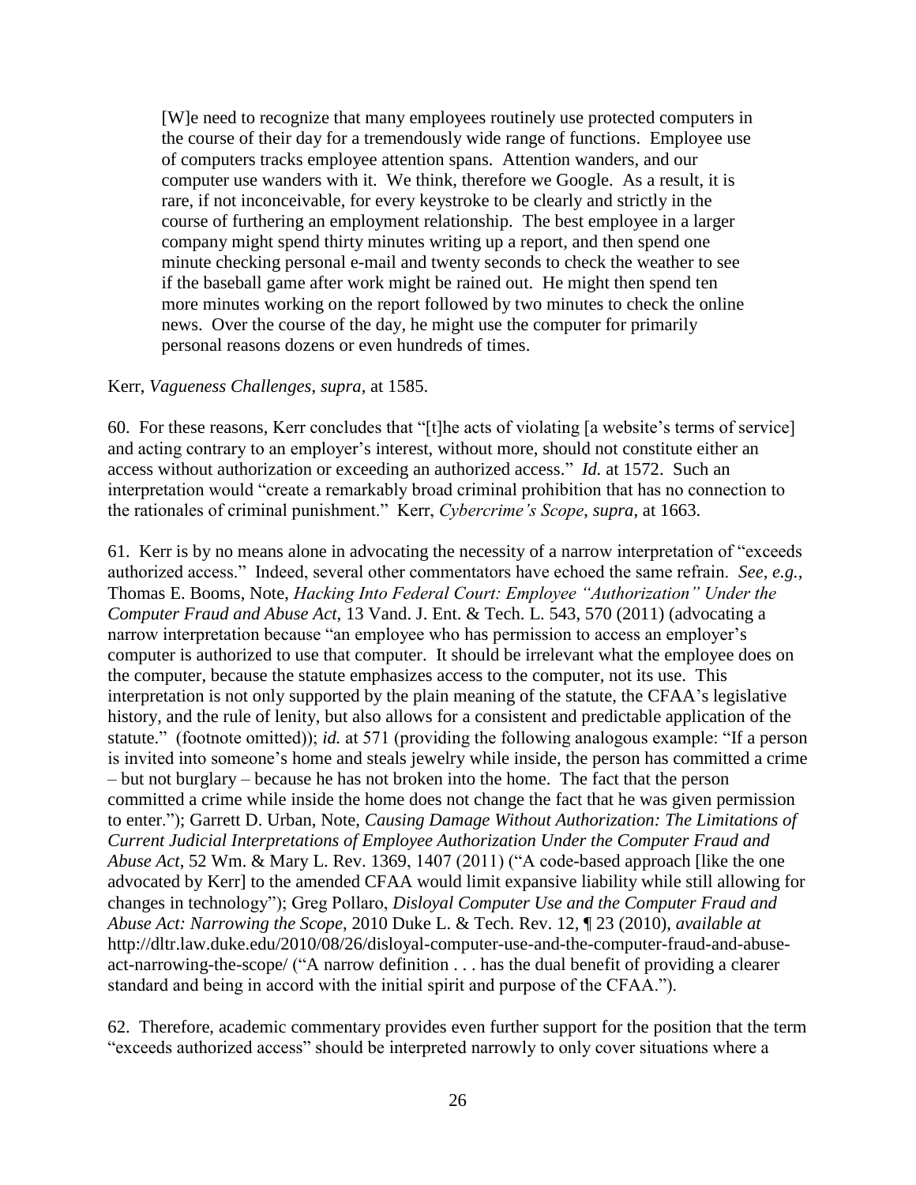> [W]e need to recognize that many employees routinely use protected computers in the course of their day for a tremendously wide range of functions. Employee use of computers tracks employee attention spans. Attention wanders, and our computer use wanders with it. We think, therefore we Google. As a result, it is rare, if not inconceivable, for every keystroke to be clearly and strictly in the course of furthering an employment relationship. The best employee in a larger company might spend thirty minutes writing up a report, and then spend one minute checking personal e-mail and twenty seconds to check the weather to see if the baseball game after work might be rained out. He might then spend ten more minutes working on the report followed by two minutes to check the online news. Over the course of the day, he might use the computer for primarily personal reasons dozens or even hundreds of times.

Kerr, *Vagueness Challenges*, *supra*, at 1585.

60. For these reasons, Kerr concludes that "[t]he acts of violating [a website's terms of service] and acting contrary to an employer's interest, without more, should not constitute either an access without authorization or exceeding an authorized access." *Id.* at 1572. Such an interpretation would "create a remarkably broad criminal prohibition that has no connection to the rationales of criminal punishment." Kerr, *Cybercrime's Scope*, *supra*, at 1663.

61. Kerr is by no means alone in advocating the necessity of a narrow interpretation of "exceeds authorized access." Indeed, several other commentators have echoed the same refrain. *See, e.g.,* Thomas E. Booms, Note, *Hacking Into Federal Court: Employee "Authorization" Under the Computer Fraud and Abuse Act,* 13 Vand. J. Ent. & Tech. L. 543, 570 (2011) (advocating a narrow interpretation because "an employee who has permission to access an employer's computer is authorized to use that computer. It should be irrelevant what the employee does on the computer, because the statute emphasizes access to the computer, not its use. This interpretation is not only supported by the plain meaning of the statute, the CFAA's legislative history, and the rule of lenity, but also allows for a consistent and predictable application of the statute." (footnote omitted)); *id.* at 571 (providing the following analogous example: "If a person is invited into someone's home and steals jewelry while inside, the person has committed a crime – but not burglary – because he has not broken into the home. The fact that the person committed a crime while inside the home does not change the fact that he was given permission to enter."); Garrett D. Urban, Note, *Causing Damage Without Authorization: The Limitations of Current Judicial Interpretations of Employee Authorization Under the Computer Fraud and Abuse Act*, 52 Wm. & Mary L. Rev. 1369, 1407 (2011) ("A code-based approach [like the one advocated by Kerr] to the amended CFAA would limit expansive liability while still allowing for changes in technology"); Greg Pollaro, *Disloyal Computer Use and the Computer Fraud and Abuse Act: Narrowing the Scope*, 2010 Duke L. & Tech. Rev. 12, ¶ 23 (2010), *available at* http://dltr.law.duke.edu/2010/08/26/disloyal-computer-use-and-the-computer-fraud-and-abuse-act-narrowing-the-scope/ ("A narrow definition . . . has the dual benefit of providing a clearer standard and being in accord with the initial spirit and purpose of the CFAA.").

62. Therefore, academic commentary provides even further support for the position that the term "exceeds authorized access" should be interpreted narrowly to only cover situations where a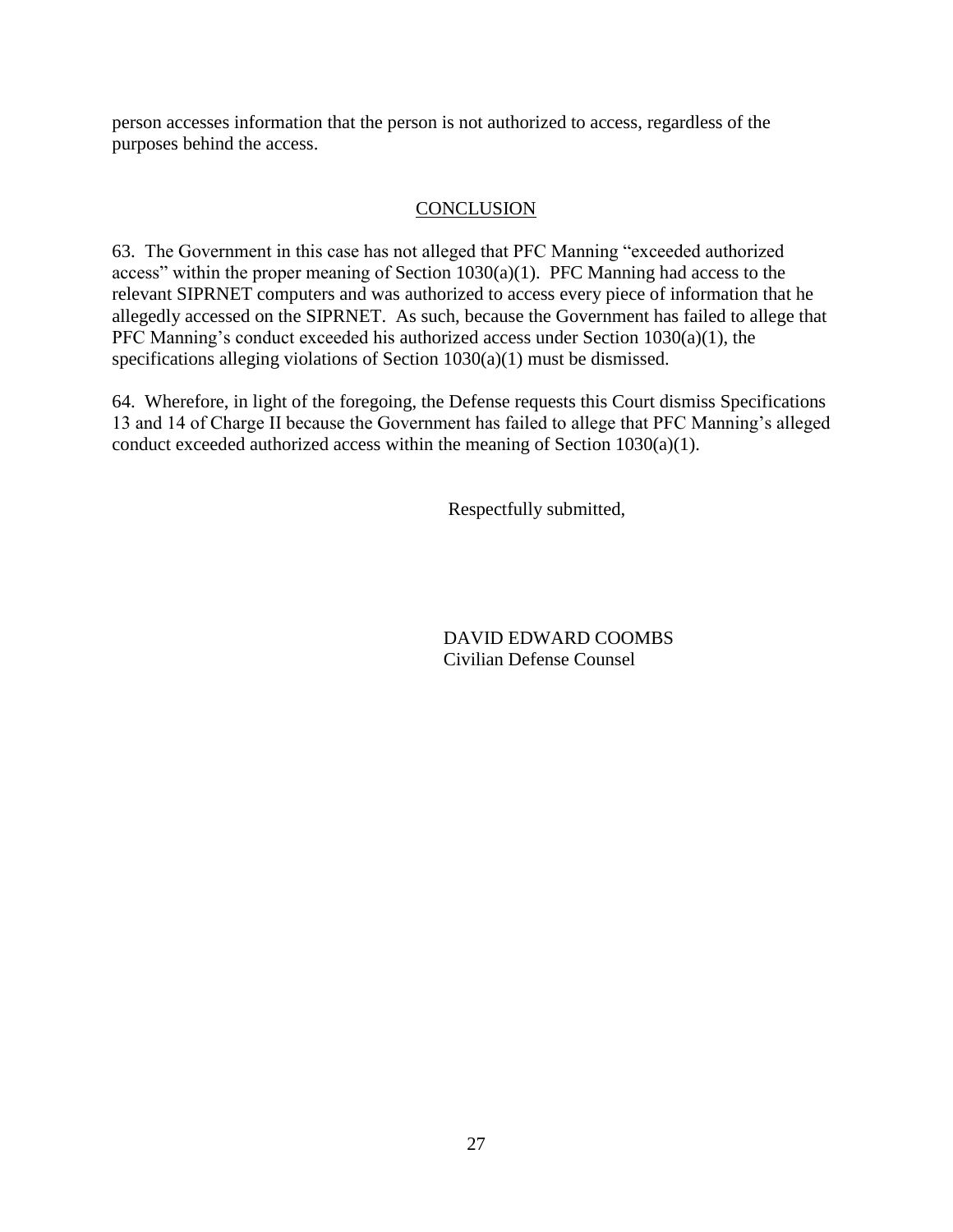person accesses information that the person is not authorized to access, regardless of the purposes behind the access.

## CONCLUSION

63. The Government in this case has not alleged that PFC Manning "exceeded authorized access" within the proper meaning of Section 1030(a)(1). PFC Manning had access to the relevant SIPRNET computers and was authorized to access every piece of information that he allegedly accessed on the SIPRNET. As such, because the Government has failed to allege that PFC Manning's conduct exceeded his authorized access under Section 1030(a)(1), the specifications alleging violations of Section 1030(a)(1) must be dismissed.

64. Wherefore, in light of the foregoing, the Defense requests this Court dismiss Specifications 13 and 14 of Charge II because the Government has failed to allege that PFC Manning's alleged conduct exceeded authorized access within the meaning of Section 1030(a)(1).

Respectfully submitted,

DAVID EDWARD COOMBS
Civilian Defense Counsel